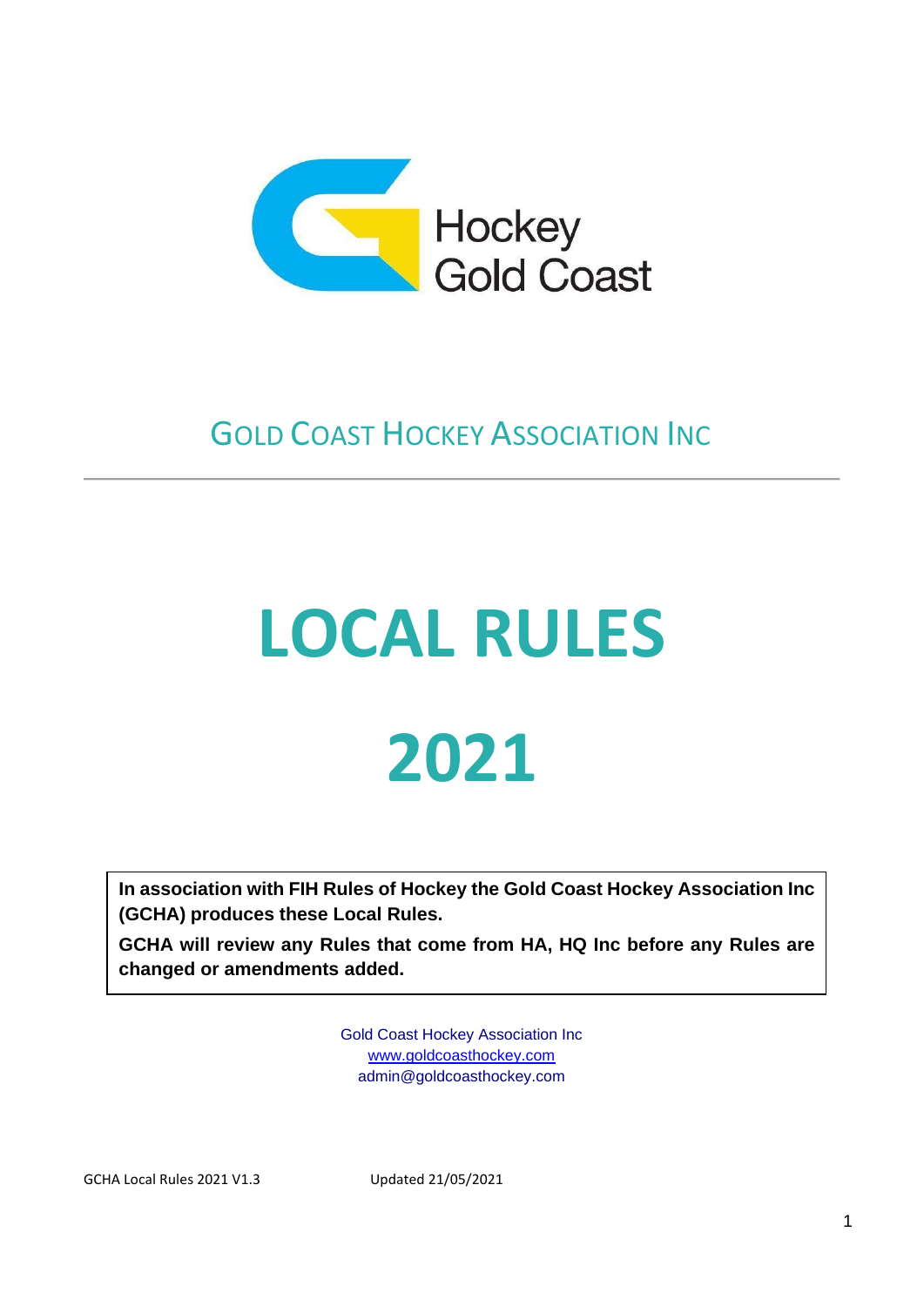Hockey
Gold Coast

## GOLD COAST HOCKEY ASSOCIATION INC

---

# LOCAL RULES

# 2021

**In association with FIH Rules of Hockey the Gold Coast Hockey Association Inc (GCHA) produces these Local Rules.**

**GCHA will review any Rules that come from HA, HQ Inc before any Rules are changed or amendments added.**

Gold Coast Hockey Association Inc
www.goldcoasthockey.com
admin@goldcoasthockey.com

GCHA Local Rules 2021 V1.3 Updated 21/05/2021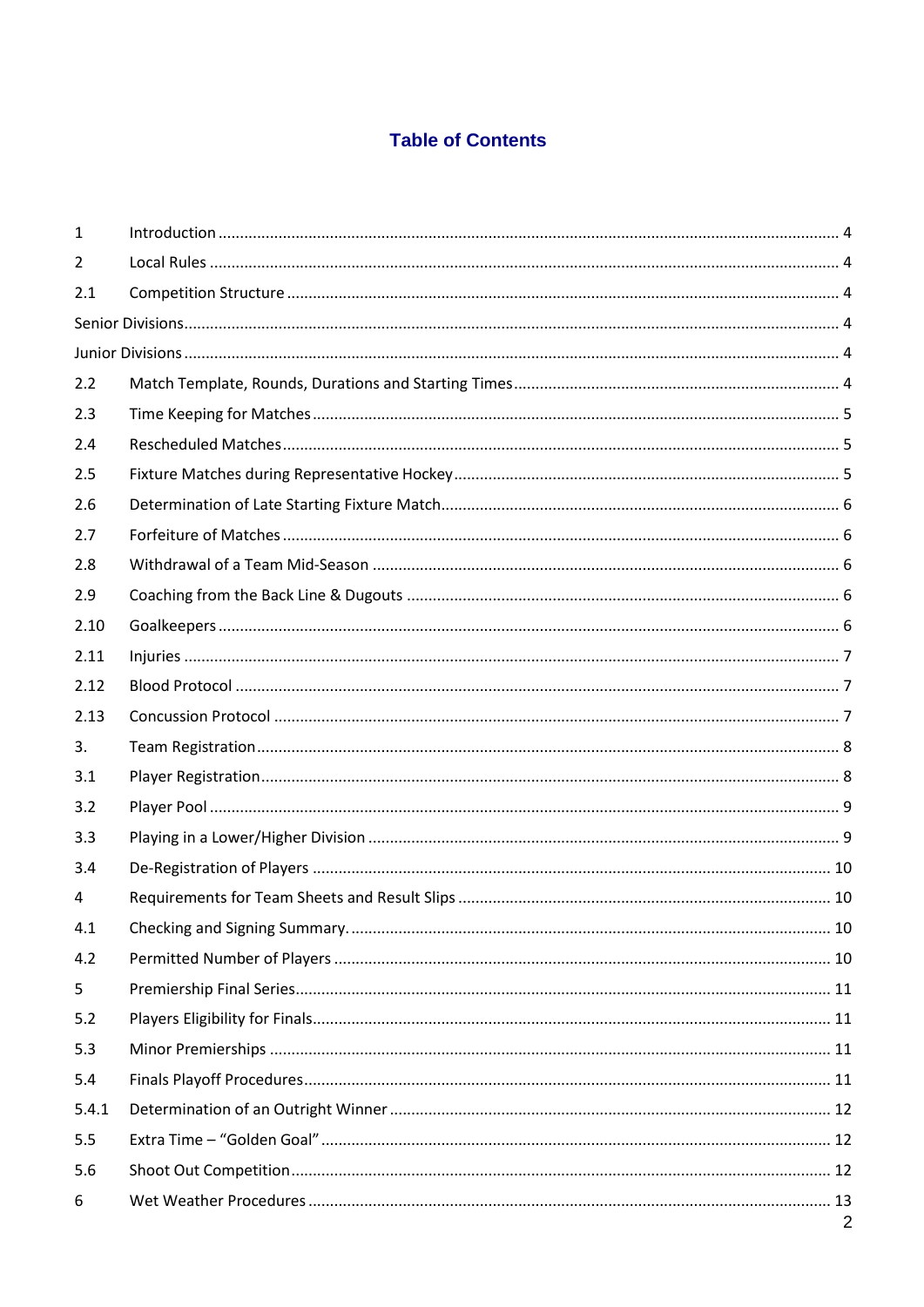# Table of Contents

| | | |
|---|---|---|
| 1 | Introduction | 4 |
| 2 | Local Rules | 4 |
| 2.1 | Competition Structure | 4 |
| Senior Divisions | | 4 |
| Junior Divisions | | 4 |
| 2.2 | Match Template, Rounds, Durations and Starting Times | 4 |
| 2.3 | Time Keeping for Matches | 5 |
| 2.4 | Rescheduled Matches | 5 |
| 2.5 | Fixture Matches during Representative Hockey | 5 |
| 2.6 | Determination of Late Starting Fixture Match | 6 |
| 2.7 | Forfeiture of Matches | 6 |
| 2.8 | Withdrawal of a Team Mid-Season | 6 |
| 2.9 | Coaching from the Back Line & Dugouts | 6 |
| 2.10 | Goalkeepers | 6 |
| 2.11 | Injuries | 7 |
| 2.12 | Blood Protocol | 7 |
| 2.13 | Concussion Protocol | 7 |
| 3. | Team Registration | 8 |
| 3.1 | Player Registration | 8 |
| 3.2 | Player Pool | 9 |
| 3.3 | Playing in a Lower/Higher Division | 9 |
| 3.4 | De-Registration of Players | 10 |
| 4 | Requirements for Team Sheets and Result Slips | 10 |
| 4.1 | Checking and Signing Summary. | 10 |
| 4.2 | Permitted Number of Players | 10 |
| 5 | Premiership Final Series | 11 |
| 5.2 | Players Eligibility for Finals | 11 |
| 5.3 | Minor Premierships | 11 |
| 5.4 | Finals Playoff Procedures | 11 |
| 5.4.1 | Determination of an Outright Winner | 12 |
| 5.5 | Extra Time – "Golden Goal" | 12 |
| 5.6 | Shoot Out Competition | 12 |
| 6 | Wet Weather Procedures | 13 |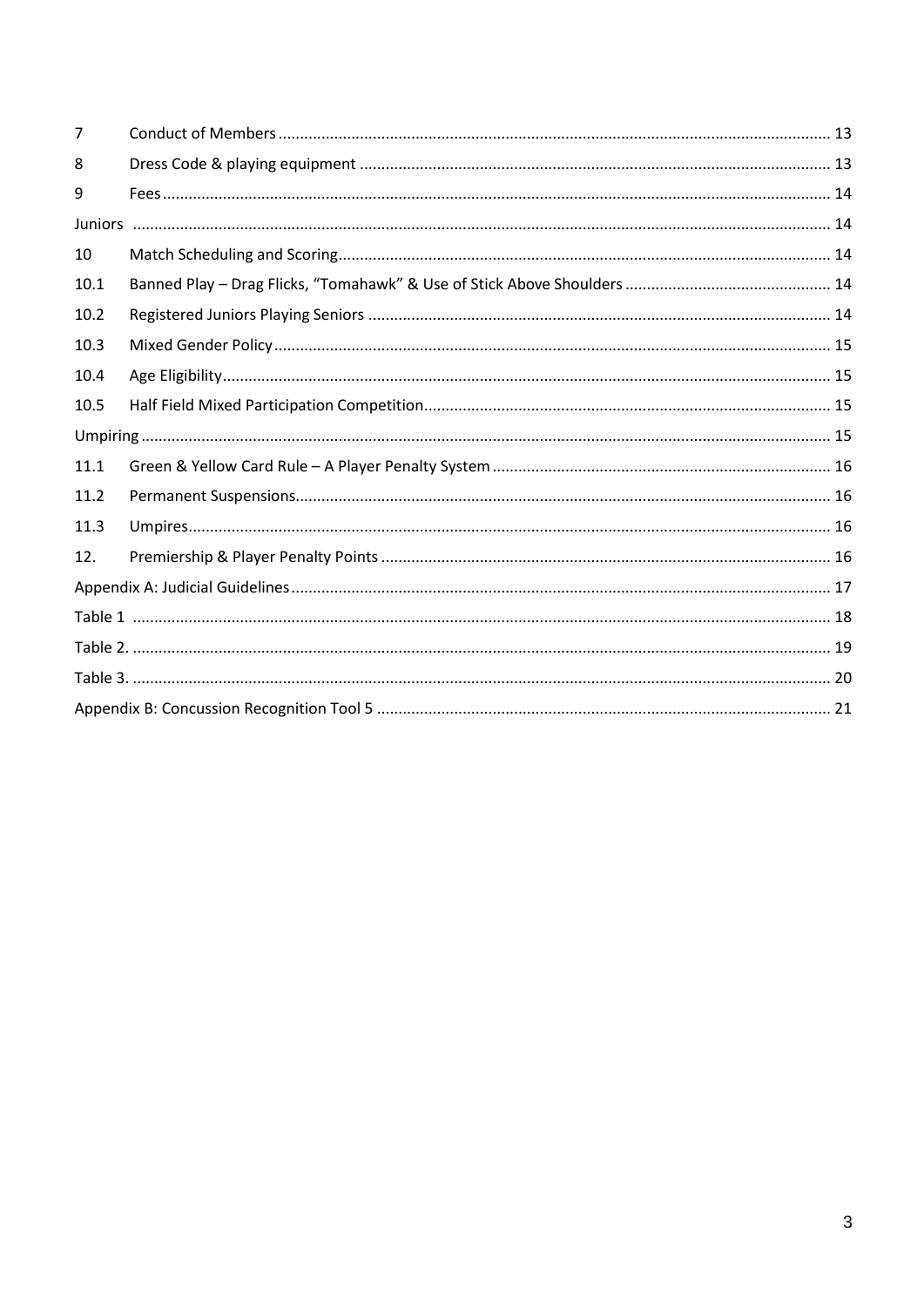| | | |
|---|---|---|
| 7 | Conduct of Members | 13 |
| 8 | Dress Code & playing equipment | 13 |
| 9 | Fees | 14 |
| Juniors | | 14 |
| 10 | Match Scheduling and Scoring | 14 |
| 10.1 | Banned Play – Drag Flicks, "Tomahawk" & Use of Stick Above Shoulders | 14 |
| 10.2 | Registered Juniors Playing Seniors | 14 |
| 10.3 | Mixed Gender Policy | 15 |
| 10.4 | Age Eligibility | 15 |
| 10.5 | Half Field Mixed Participation Competition | 15 |
| Umpiring | | 15 |
| 11.1 | Green & Yellow Card Rule – A Player Penalty System | 16 |
| 11.2 | Permanent Suspensions | 16 |
| 11.3 | Umpires | 16 |
| 12. | Premiership & Player Penalty Points | 16 |
| Appendix A: Judicial Guidelines | | 17 |
| Table 1 | | 18 |
| Table 2. | | 19 |
| Table 3. | | 20 |
| Appendix B: Concussion Recognition Tool 5 | | 21 |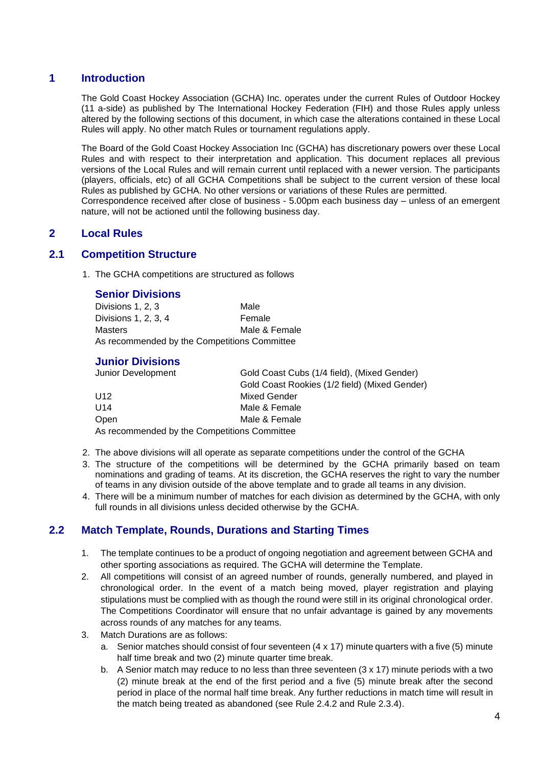# 1 Introduction

The Gold Coast Hockey Association (GCHA) Inc. operates under the current Rules of Outdoor Hockey (11 a-side) as published by The International Hockey Federation (FIH) and those Rules apply unless altered by the following sections of this document, in which case the alterations contained in these Local Rules will apply. No other match Rules or tournament regulations apply.

The Board of the Gold Coast Hockey Association Inc (GCHA) has discretionary powers over these Local Rules and with respect to their interpretation and application. This document replaces all previous versions of the Local Rules and will remain current until replaced with a newer version. The participants (players, officials, etc) of all GCHA Competitions shall be subject to the current version of these local Rules as published by GCHA. No other versions or variations of these Rules are permitted.
Correspondence received after close of business - 5.00pm each business day – unless of an emergent nature, will not be actioned until the following business day.

# 2 Local Rules

## 2.1 Competition Structure

1. The GCHA competitions are structured as follows

### Senior Divisions

| | |
|---|---|
| Divisions 1, 2, 3 | Male |
| Divisions 1, 2, 3, 4 | Female |
| Masters | Male & Female |

As recommended by the Competitions Committee

### Junior Divisions

| | |
|---|---|
| Junior Development | Gold Coast Cubs (1/4 field), (Mixed Gender) |
| | Gold Coast Rookies (1/2 field) (Mixed Gender) |
| U12 | Mixed Gender |
| U14 | Male & Female |
| Open | Male & Female |

As recommended by the Competitions Committee

2. The above divisions will all operate as separate competitions under the control of the GCHA
3. The structure of the competitions will be determined by the GCHA primarily based on team nominations and grading of teams. At its discretion, the GCHA reserves the right to vary the number of teams in any division outside of the above template and to grade all teams in any division.
4. There will be a minimum number of matches for each division as determined by the GCHA, with only full rounds in all divisions unless decided otherwise by the GCHA.

## 2.2 Match Template, Rounds, Durations and Starting Times

1. The template continues to be a product of ongoing negotiation and agreement between GCHA and other sporting associations as required. The GCHA will determine the Template.
2. All competitions will consist of an agreed number of rounds, generally numbered, and played in chronological order. In the event of a match being moved, player registration and playing stipulations must be complied with as though the round were still in its original chronological order. The Competitions Coordinator will ensure that no unfair advantage is gained by any movements across rounds of any matches for any teams.
3. Match Durations are as follows:
   a. Senior matches should consist of four seventeen (4 x 17) minute quarters with a five (5) minute half time break and two (2) minute quarter time break.
   b. A Senior match may reduce to no less than three seventeen (3 x 17) minute periods with a two (2) minute break at the end of the first period and a five (5) minute break after the second period in place of the normal half time break. Any further reductions in match time will result in the match being treated as abandoned (see Rule 2.4.2 and Rule 2.3.4).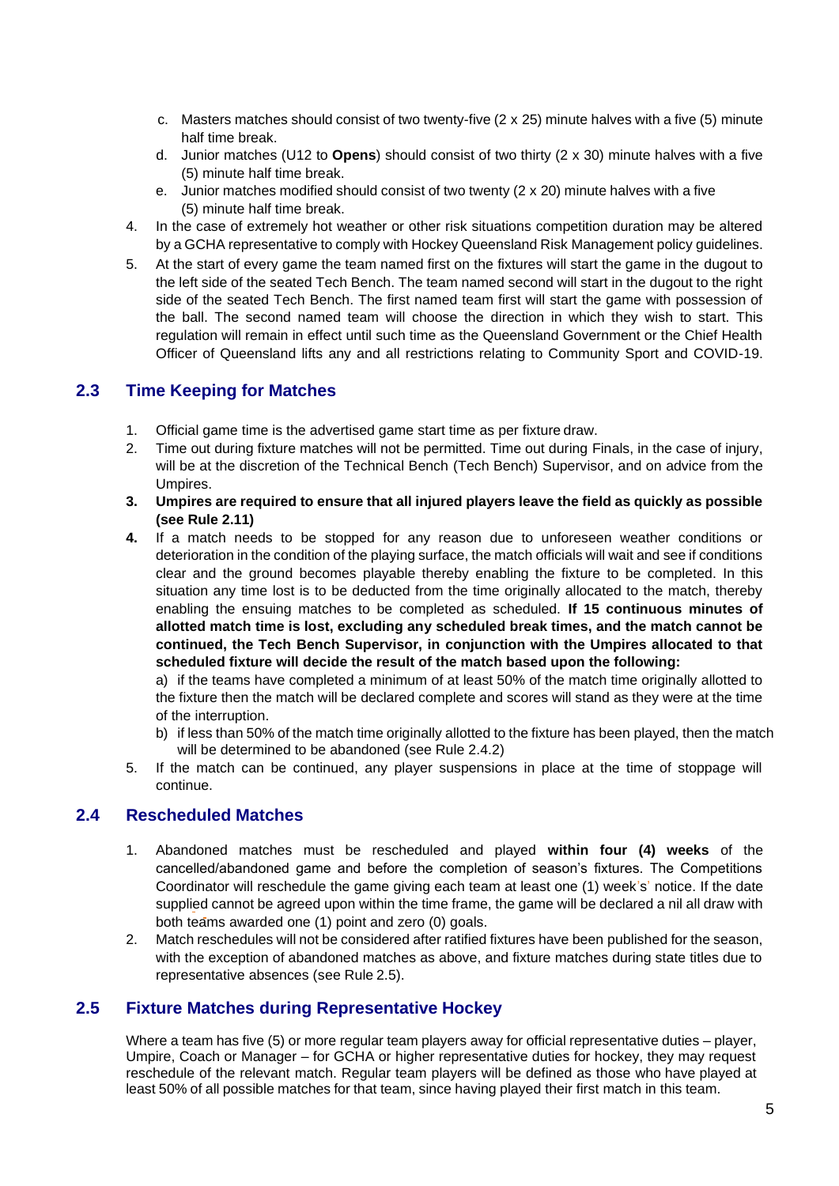c. Masters matches should consist of two twenty-five (2 x 25) minute halves with a five (5) minute half time break.
   d. Junior matches (U12 to **Opens**) should consist of two thirty (2 x 30) minute halves with a five (5) minute half time break.
   e. Junior matches modified should consist of two twenty (2 x 20) minute halves with a five (5) minute half time break.
4. In the case of extremely hot weather or other risk situations competition duration may be altered by a GCHA representative to comply with Hockey Queensland Risk Management policy guidelines.
5. At the start of every game the team named first on the fixtures will start the game in the dugout to the left side of the seated Tech Bench. The team named second will start in the dugout to the right side of the seated Tech Bench. The first named team first will start the game with possession of the ball. The second named team will choose the direction in which they wish to start. This regulation will remain in effect until such time as the Queensland Government or the Chief Health Officer of Queensland lifts any and all restrictions relating to Community Sport and COVID-19.

## 2.3 Time Keeping for Matches

1. Official game time is the advertised game start time as per fixture draw.
2. Time out during fixture matches will not be permitted. Time out during Finals, in the case of injury, will be at the discretion of the Technical Bench (Tech Bench) Supervisor, and on advice from the Umpires.
3. **Umpires are required to ensure that all injured players leave the field as quickly as possible (see Rule 2.11)**
4. If a match needs to be stopped for any reason due to unforeseen weather conditions or deterioration in the condition of the playing surface, the match officials will wait and see if conditions clear and the ground becomes playable thereby enabling the fixture to be completed. In this situation any time lost is to be deducted from the time originally allocated to the match, thereby enabling the ensuing matches to be completed as scheduled. **If 15 continuous minutes of allotted match time is lost, excluding any scheduled break times, and the match cannot be continued, the Tech Bench Supervisor, in conjunction with the Umpires allocated to that scheduled fixture will decide the result of the match based upon the following:**

   a) if the teams have completed a minimum of at least 50% of the match time originally allotted to the fixture then the match will be declared complete and scores will stand as they were at the time of the interruption.

   b) if less than 50% of the match time originally allotted to the fixture has been played, then the match will be determined to be abandoned (see Rule 2.4.2)
5. If the match can be continued, any player suspensions in place at the time of stoppage will continue.

## 2.4 Rescheduled Matches

1. Abandoned matches must be rescheduled and played **within four (4) weeks** of the cancelled/abandoned game and before the completion of season's fixtures. The Competitions Coordinator will reschedule the game giving each team at least one (1) week's' notice. If the date supplied cannot be agreed upon within the time frame, the game will be declared a nil all draw with both teams awarded one (1) point and zero (0) goals.
2. Match reschedules will not be considered after ratified fixtures have been published for the season, with the exception of abandoned matches as above, and fixture matches during state titles due to representative absences (see Rule 2.5).

## 2.5 Fixture Matches during Representative Hockey

Where a team has five (5) or more regular team players away for official representative duties – player, Umpire, Coach or Manager – for GCHA or higher representative duties for hockey, they may request reschedule of the relevant match. Regular team players will be defined as those who have played at least 50% of all possible matches for that team, since having played their first match in this team.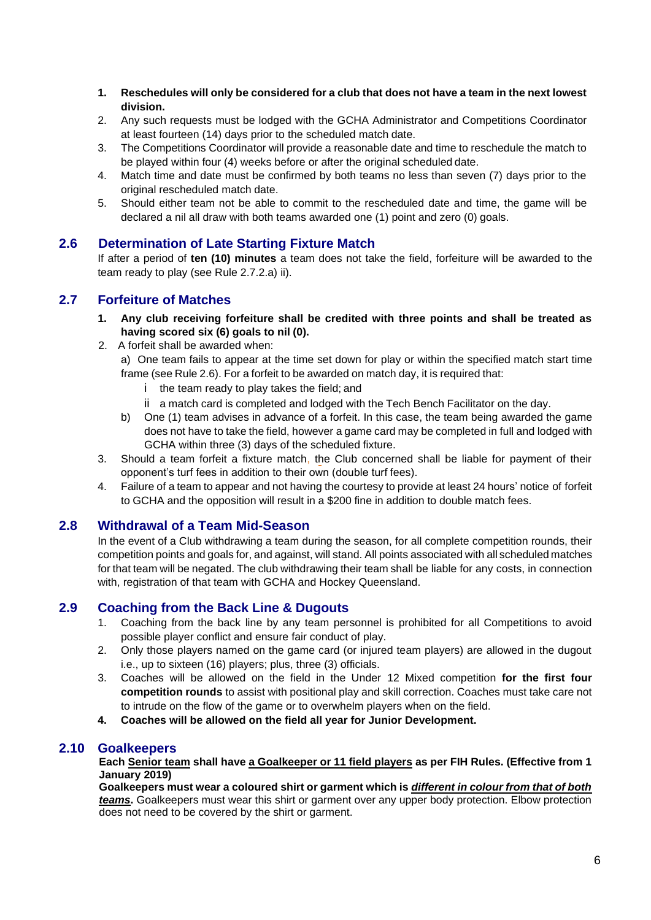1. **Reschedules will only be considered for a club that does not have a team in the next lowest division.**
2. Any such requests must be lodged with the GCHA Administrator and Competitions Coordinator at least fourteen (14) days prior to the scheduled match date.
3. The Competitions Coordinator will provide a reasonable date and time to reschedule the match to be played within four (4) weeks before or after the original scheduled date.
4. Match time and date must be confirmed by both teams no less than seven (7) days prior to the original rescheduled match date.
5. Should either team not be able to commit to the rescheduled date and time, the game will be declared a nil all draw with both teams awarded one (1) point and zero (0) goals.

## 2.6 Determination of Late Starting Fixture Match

If after a period of **ten (10) minutes** a team does not take the field, forfeiture will be awarded to the team ready to play (see Rule 2.7.2.a) ii).

## 2.7 Forfeiture of Matches

1. **Any club receiving forfeiture shall be credited with three points and shall be treated as having scored six (6) goals to nil (0).**
2. A forfeit shall be awarded when:

   a) One team fails to appear at the time set down for play or within the specified match start time frame (see Rule 2.6). For a forfeit to be awarded on match day, it is required that:

      i the team ready to play takes the field; and

      ii a match card is completed and lodged with the Tech Bench Facilitator on the day.

   b) One (1) team advises in advance of a forfeit. In this case, the team being awarded the game does not have to take the field, however a game card may be completed in full and lodged with GCHA within three (3) days of the scheduled fixture.
3. Should a team forfeit a fixture match, the Club concerned shall be liable for payment of their opponent's turf fees in addition to their own (double turf fees).
4. Failure of a team to appear and not having the courtesy to provide at least 24 hours' notice of forfeit to GCHA and the opposition will result in a $200 fine in addition to double match fees.

## 2.8 Withdrawal of a Team Mid-Season

In the event of a Club withdrawing a team during the season, for all complete competition rounds, their competition points and goals for, and against, will stand. All points associated with all scheduled matches for that team will be negated. The club withdrawing their team shall be liable for any costs, in connection with, registration of that team with GCHA and Hockey Queensland.

## 2.9 Coaching from the Back Line & Dugouts

1. Coaching from the back line by any team personnel is prohibited for all Competitions to avoid possible player conflict and ensure fair conduct of play.
2. Only those players named on the game card (or injured team players) are allowed in the dugout i.e., up to sixteen (16) players; plus, three (3) officials.
3. Coaches will be allowed on the field in the Under 12 Mixed competition **for the first four competition rounds** to assist with positional play and skill correction. Coaches must take care not to intrude on the flow of the game or to overwhelm players when on the field.
4. **Coaches will be allowed on the field all year for Junior Development.**

## 2.10 Goalkeepers

**Each <u>Senior team</u> shall have <u>a Goalkeeper or 11 field players</u> as per FIH Rules. (Effective from 1 January 2019)**

**Goalkeepers must wear a coloured shirt or garment which is *<u>different in colour from that of both teams</u>*.** Goalkeepers must wear this shirt or garment over any upper body protection. Elbow protection does not need to be covered by the shirt or garment.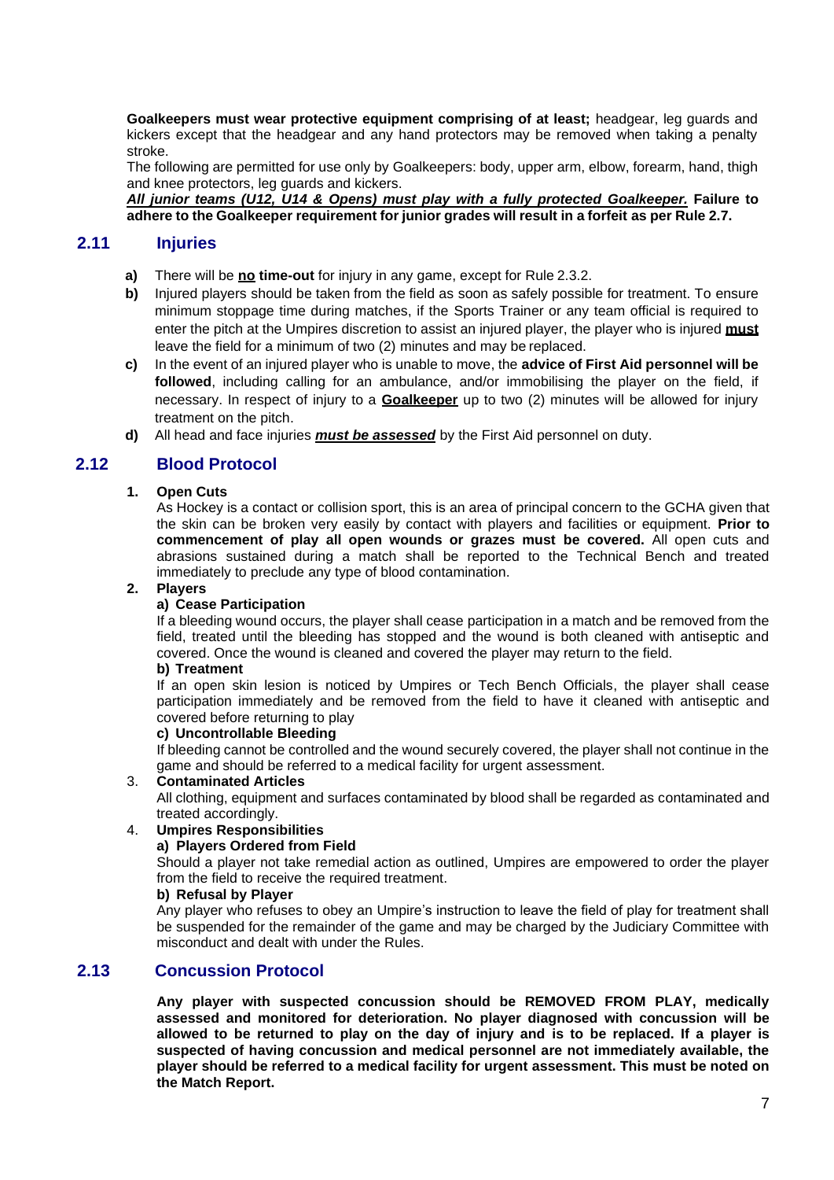**Goalkeepers must wear protective equipment comprising of at least;** headgear, leg guards and kickers except that the headgear and any hand protectors may be removed when taking a penalty stroke.

The following are permitted for use only by Goalkeepers: body, upper arm, elbow, forearm, hand, thigh and knee protectors, leg guards and kickers.

***All junior teams (U12, U14 & Opens) must play with a fully protected Goalkeeper.*** **Failure to adhere to the Goalkeeper requirement for junior grades will result in a forfeit as per Rule 2.7.**

## 2.11 Injuries

- **a)** There will be **no time-out** for injury in any game, except for Rule 2.3.2.
- **b)** Injured players should be taken from the field as soon as safely possible for treatment. To ensure minimum stoppage time during matches, if the Sports Trainer or any team official is required to enter the pitch at the Umpires discretion to assist an injured player, the player who is injured **must** leave the field for a minimum of two (2) minutes and may be replaced.
- **c)** In the event of an injured player who is unable to move, the **advice of First Aid personnel will be followed**, including calling for an ambulance, and/or immobilising the player on the field, if necessary. In respect of injury to a **Goalkeeper** up to two (2) minutes will be allowed for injury treatment on the pitch.
- **d)** All head and face injuries ***must be assessed*** by the First Aid personnel on duty.

## 2.12 Blood Protocol

**1. Open Cuts**

As Hockey is a contact or collision sport, this is an area of principal concern to the GCHA given that the skin can be broken very easily by contact with players and facilities or equipment. **Prior to commencement of play all open wounds or grazes must be covered.** All open cuts and abrasions sustained during a match shall be reported to the Technical Bench and treated immediately to preclude any type of blood contamination.

**2. Players**

**a) Cease Participation**

If a bleeding wound occurs, the player shall cease participation in a match and be removed from the field, treated until the bleeding has stopped and the wound is both cleaned with antiseptic and covered. Once the wound is cleaned and covered the player may return to the field.

**b) Treatment**

If an open skin lesion is noticed by Umpires or Tech Bench Officials, the player shall cease participation immediately and be removed from the field to have it cleaned with antiseptic and covered before returning to play

**c) Uncontrollable Bleeding**

If bleeding cannot be controlled and the wound securely covered, the player shall not continue in the game and should be referred to a medical facility for urgent assessment.

3. **Contaminated Articles**

All clothing, equipment and surfaces contaminated by blood shall be regarded as contaminated and treated accordingly.

4. **Umpires Responsibilities**

**a) Players Ordered from Field**

Should a player not take remedial action as outlined, Umpires are empowered to order the player from the field to receive the required treatment.

**b) Refusal by Player**

Any player who refuses to obey an Umpire's instruction to leave the field of play for treatment shall be suspended for the remainder of the game and may be charged by the Judiciary Committee with misconduct and dealt with under the Rules.

## 2.13 Concussion Protocol

**Any player with suspected concussion should be REMOVED FROM PLAY, medically assessed and monitored for deterioration. No player diagnosed with concussion will be allowed to be returned to play on the day of injury and is to be replaced. If a player is suspected of having concussion and medical personnel are not immediately available, the player should be referred to a medical facility for urgent assessment. This must be noted on the Match Report.**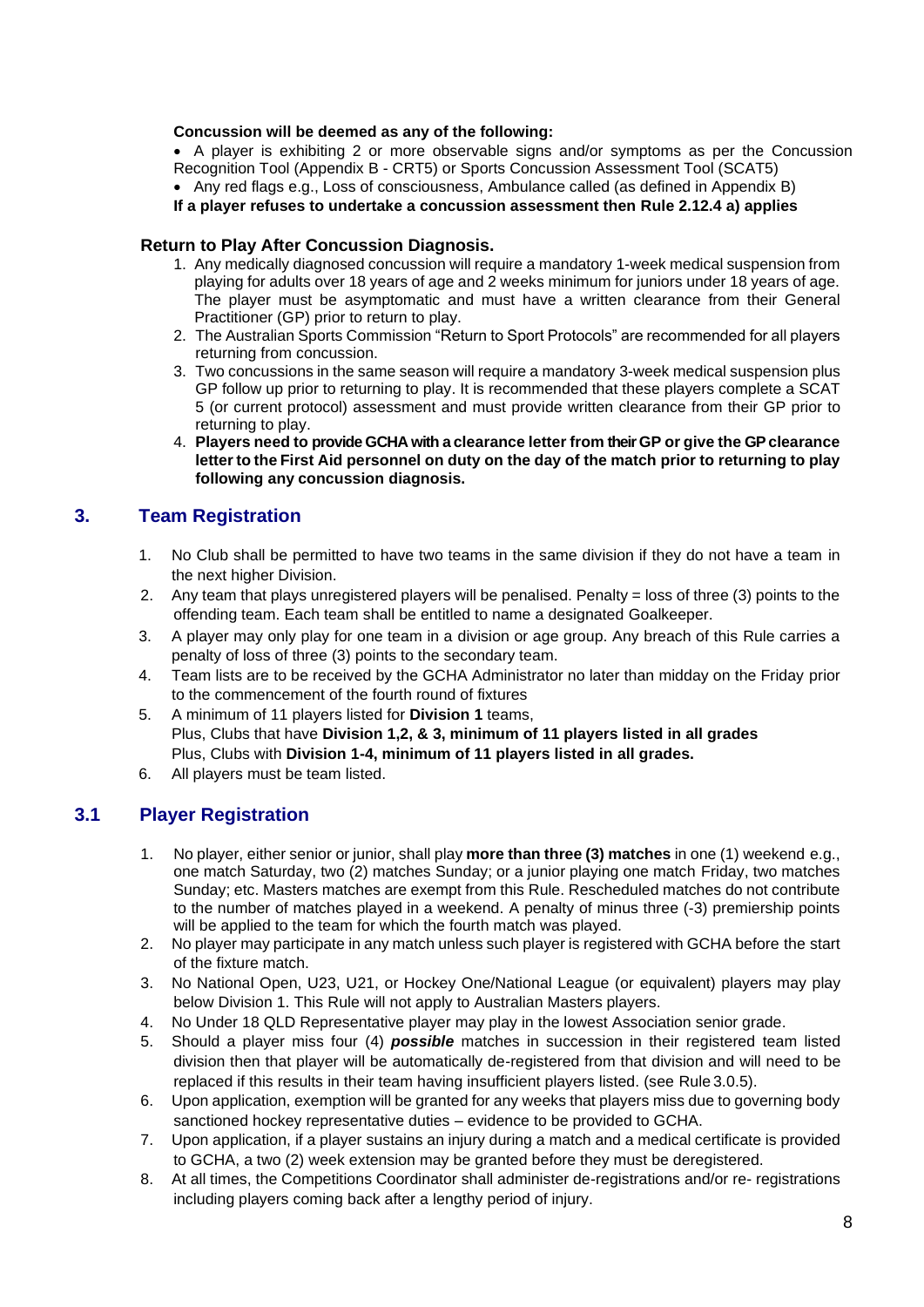**Concussion will be deemed as any of the following:**

- A player is exhibiting 2 or more observable signs and/or symptoms as per the Concussion Recognition Tool (Appendix B - CRT5) or Sports Concussion Assessment Tool (SCAT5)
- Any red flags e.g., Loss of consciousness, Ambulance called (as defined in Appendix B)

**If a player refuses to undertake a concussion assessment then Rule 2.12.4 a) applies**

**Return to Play After Concussion Diagnosis.**

1. Any medically diagnosed concussion will require a mandatory 1-week medical suspension from playing for adults over 18 years of age and 2 weeks minimum for juniors under 18 years of age. The player must be asymptomatic and must have a written clearance from their General Practitioner (GP) prior to return to play.
2. The Australian Sports Commission "Return to Sport Protocols" are recommended for all players returning from concussion.
3. Two concussions in the same season will require a mandatory 3-week medical suspension plus GP follow up prior to returning to play. It is recommended that these players complete a SCAT 5 (or current protocol) assessment and must provide written clearance from their GP prior to returning to play.
4. **Players need to provide GCHA with a clearance letter from their GP or give the GP clearance letter to the First Aid personnel on duty on the day of the match prior to returning to play following any concussion diagnosis.**

## 3. Team Registration

1. No Club shall be permitted to have two teams in the same division if they do not have a team in the next higher Division.
2. Any team that plays unregistered players will be penalised. Penalty = loss of three (3) points to the offending team. Each team shall be entitled to name a designated Goalkeeper.
3. A player may only play for one team in a division or age group. Any breach of this Rule carries a penalty of loss of three (3) points to the secondary team.
4. Team lists are to be received by the GCHA Administrator no later than midday on the Friday prior to the commencement of the fourth round of fixtures
5. A minimum of 11 players listed for **Division 1** teams,
   Plus, Clubs that have **Division 1,2, & 3, minimum of 11 players listed in all grades**
   Plus, Clubs with **Division 1-4, minimum of 11 players listed in all grades.**
6. All players must be team listed.

## 3.1 Player Registration

1. No player, either senior or junior, shall play **more than three (3) matches** in one (1) weekend e.g., one match Saturday, two (2) matches Sunday; or a junior playing one match Friday, two matches Sunday; etc. Masters matches are exempt from this Rule. Rescheduled matches do not contribute to the number of matches played in a weekend. A penalty of minus three (-3) premiership points will be applied to the team for which the fourth match was played.
2. No player may participate in any match unless such player is registered with GCHA before the start of the fixture match.
3. No National Open, U23, U21, or Hockey One/National League (or equivalent) players may play below Division 1. This Rule will not apply to Australian Masters players.
4. No Under 18 QLD Representative player may play in the lowest Association senior grade.
5. Should a player miss four (4) ***possible*** matches in succession in their registered team listed division then that player will be automatically de-registered from that division and will need to be replaced if this results in their team having insufficient players listed. (see Rule 3.0.5).
6. Upon application, exemption will be granted for any weeks that players miss due to governing body sanctioned hockey representative duties – evidence to be provided to GCHA.
7. Upon application, if a player sustains an injury during a match and a medical certificate is provided to GCHA, a two (2) week extension may be granted before they must be deregistered.
8. At all times, the Competitions Coordinator shall administer de-registrations and/or re- registrations including players coming back after a lengthy period of injury.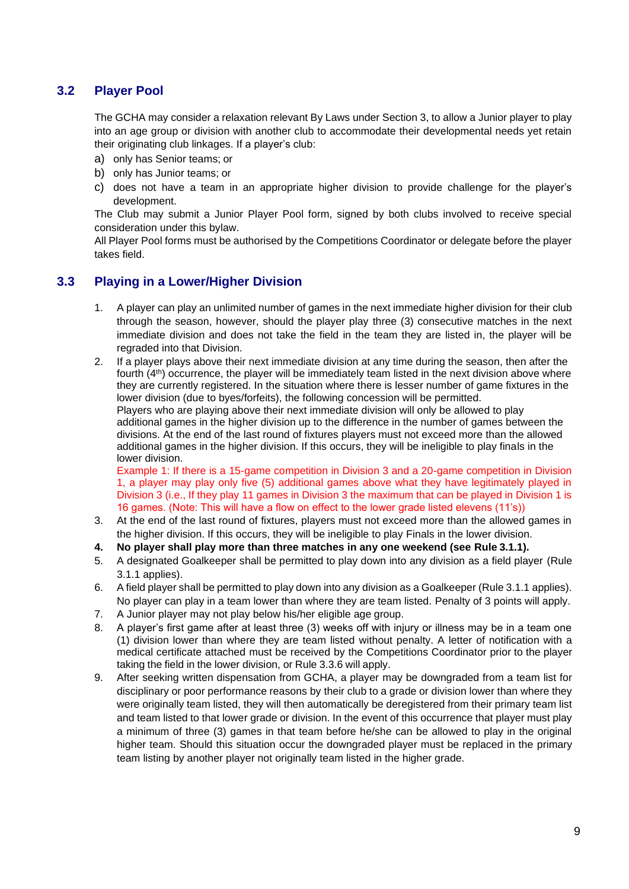## 3.2 Player Pool

The GCHA may consider a relaxation relevant By Laws under Section 3, to allow a Junior player to play into an age group or division with another club to accommodate their developmental needs yet retain their originating club linkages. If a player's club:

a) only has Senior teams; or
b) only has Junior teams; or
c) does not have a team in an appropriate higher division to provide challenge for the player's development.

The Club may submit a Junior Player Pool form, signed by both clubs involved to receive special consideration under this bylaw.

All Player Pool forms must be authorised by the Competitions Coordinator or delegate before the player takes field.

## 3.3 Playing in a Lower/Higher Division

1. A player can play an unlimited number of games in the next immediate higher division for their club through the season, however, should the player play three (3) consecutive matches in the next immediate division and does not take the field in the team they are listed in, the player will be regraded into that Division.
2. If a player plays above their next immediate division at any time during the season, then after the fourth (4th) occurrence, the player will be immediately team listed in the next division above where they are currently registered. In the situation where there is lesser number of game fixtures in the lower division (due to byes/forfeits), the following concession will be permitted.
   Players who are playing above their next immediate division will only be allowed to play additional games in the higher division up to the difference in the number of games between the divisions. At the end of the last round of fixtures players must not exceed more than the allowed additional games in the higher division. If this occurs, they will be ineligible to play finals in the lower division.
   Example 1: If there is a 15-game competition in Division 3 and a 20-game competition in Division 1, a player may play only five (5) additional games above what they have legitimately played in Division 3 (i.e., If they play 11 games in Division 3 the maximum that can be played in Division 1 is 16 games. (Note: This will have a flow on effect to the lower grade listed elevens (11's))
3. At the end of the last round of fixtures, players must not exceed more than the allowed games in the higher division. If this occurs, they will be ineligible to play Finals in the lower division.
4. **No player shall play more than three matches in any one weekend (see Rule 3.1.1).**
5. A designated Goalkeeper shall be permitted to play down into any division as a field player (Rule 3.1.1 applies).
6. A field player shall be permitted to play down into any division as a Goalkeeper (Rule 3.1.1 applies). No player can play in a team lower than where they are team listed. Penalty of 3 points will apply.
7. A Junior player may not play below his/her eligible age group.
8. A player's first game after at least three (3) weeks off with injury or illness may be in a team one (1) division lower than where they are team listed without penalty. A letter of notification with a medical certificate attached must be received by the Competitions Coordinator prior to the player taking the field in the lower division, or Rule 3.3.6 will apply.
9. After seeking written dispensation from GCHA, a player may be downgraded from a team list for disciplinary or poor performance reasons by their club to a grade or division lower than where they were originally team listed, they will then automatically be deregistered from their primary team list and team listed to that lower grade or division. In the event of this occurrence that player must play a minimum of three (3) games in that team before he/she can be allowed to play in the original higher team. Should this situation occur the downgraded player must be replaced in the primary team listing by another player not originally team listed in the higher grade.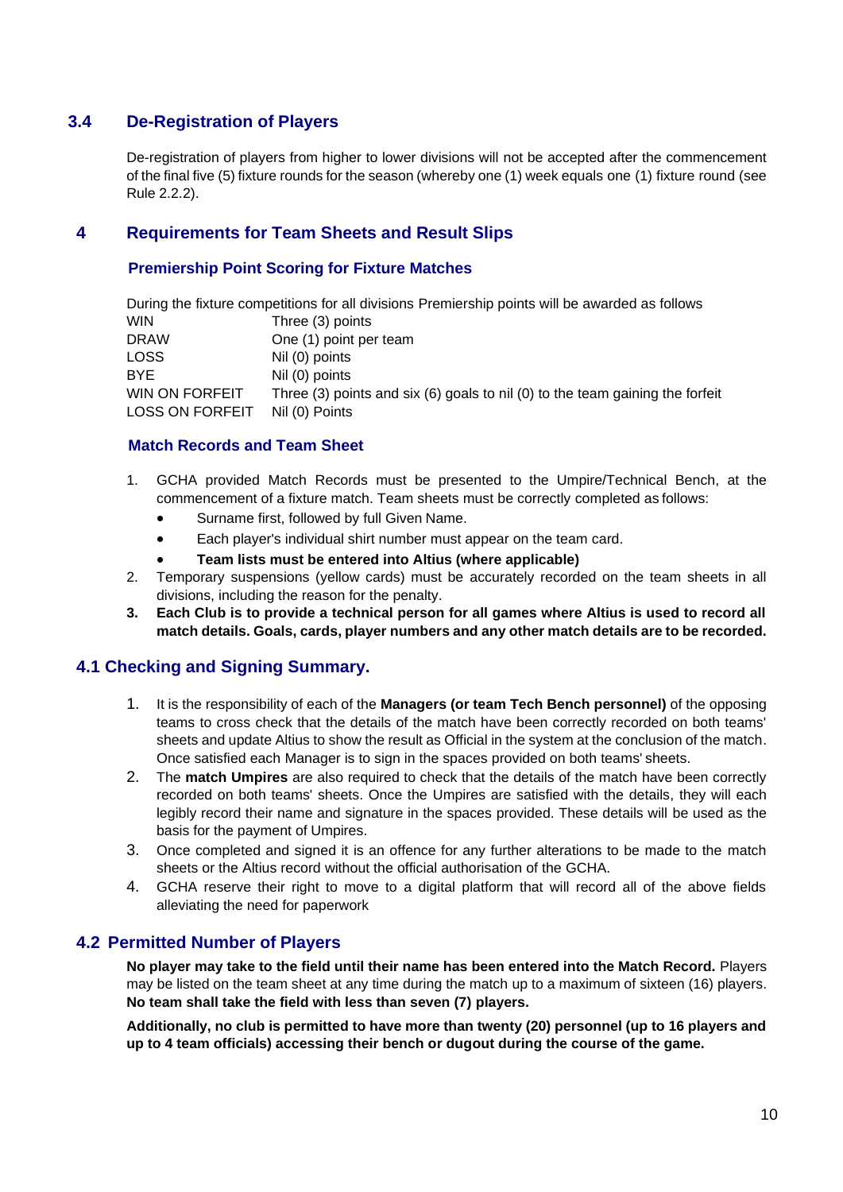## 3.4 De-Registration of Players

De-registration of players from higher to lower divisions will not be accepted after the commencement of the final five (5) fixture rounds for the season (whereby one (1) week equals one (1) fixture round (see Rule 2.2.2).

# 4 Requirements for Team Sheets and Result Slips

### Premiership Point Scoring for Fixture Matches

During the fixture competitions for all divisions Premiership points will be awarded as follows

| | |
|---|---|
| WIN | Three (3) points |
| DRAW | One (1) point per team |
| LOSS | Nil (0) points |
| BYE | Nil (0) points |
| WIN ON FORFEIT | Three (3) points and six (6) goals to nil (0) to the team gaining the forfeit |
| LOSS ON FORFEIT | Nil (0) Points |

### Match Records and Team Sheet

1. GCHA provided Match Records must be presented to the Umpire/Technical Bench, at the commencement of a fixture match. Team sheets must be correctly completed as follows:
   - Surname first, followed by full Given Name.
   - Each player's individual shirt number must appear on the team card.
   - **Team lists must be entered into Altius (where applicable)**
2. Temporary suspensions (yellow cards) must be accurately recorded on the team sheets in all divisions, including the reason for the penalty.
3. **Each Club is to provide a technical person for all games where Altius is used to record all match details. Goals, cards, player numbers and any other match details are to be recorded.**

## 4.1 Checking and Signing Summary.

1. It is the responsibility of each of the **Managers (or team Tech Bench personnel)** of the opposing teams to cross check that the details of the match have been correctly recorded on both teams' sheets and update Altius to show the result as Official in the system at the conclusion of the match. Once satisfied each Manager is to sign in the spaces provided on both teams' sheets.
2. The **match Umpires** are also required to check that the details of the match have been correctly recorded on both teams' sheets. Once the Umpires are satisfied with the details, they will each legibly record their name and signature in the spaces provided. These details will be used as the basis for the payment of Umpires.
3. Once completed and signed it is an offence for any further alterations to be made to the match sheets or the Altius record without the official authorisation of the GCHA.
4. GCHA reserve their right to move to a digital platform that will record all of the above fields alleviating the need for paperwork

## 4.2 Permitted Number of Players

**No player may take to the field until their name has been entered into the Match Record.** Players may be listed on the team sheet at any time during the match up to a maximum of sixteen (16) players. **No team shall take the field with less than seven (7) players.**

**Additionally, no club is permitted to have more than twenty (20) personnel (up to 16 players and up to 4 team officials) accessing their bench or dugout during the course of the game.**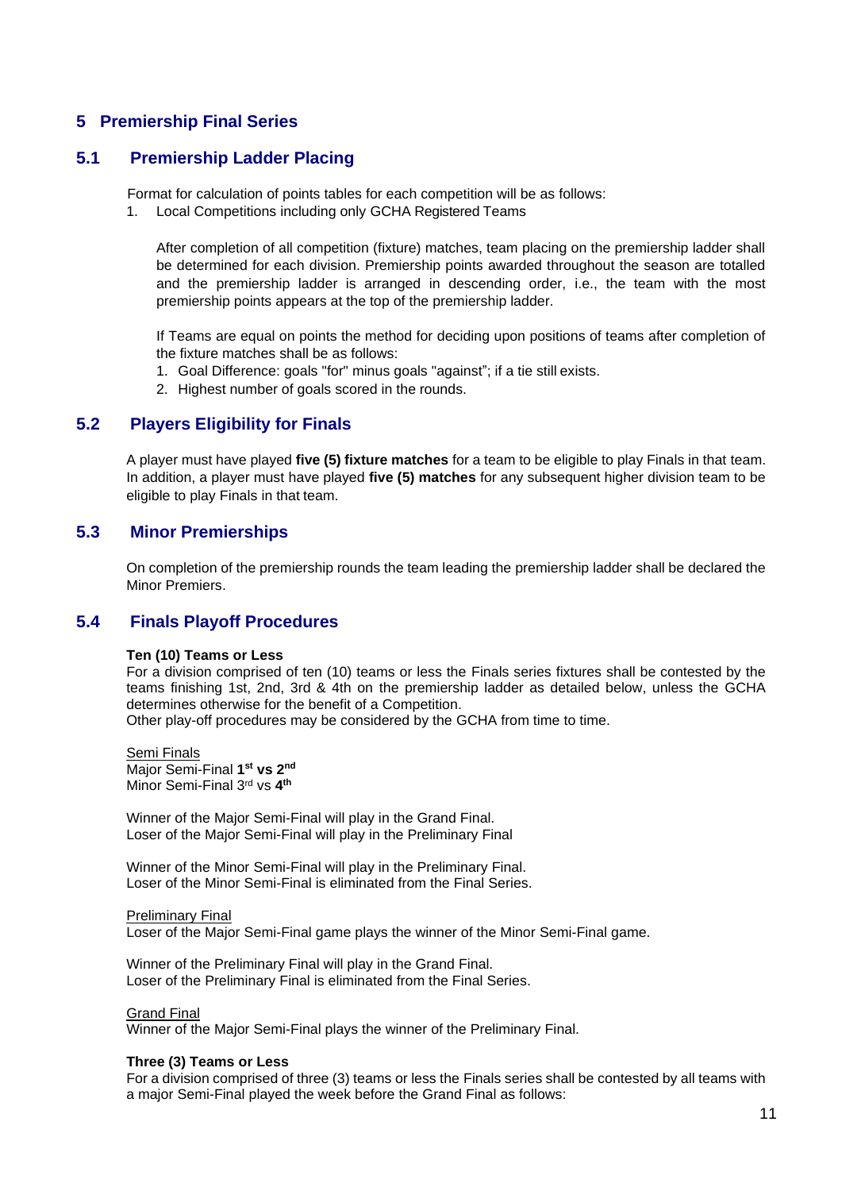# 5 Premiership Final Series

## 5.1 Premiership Ladder Placing

Format for calculation of points tables for each competition will be as follows:

1. Local Competitions including only GCHA Registered Teams

   After completion of all competition (fixture) matches, team placing on the premiership ladder shall be determined for each division. Premiership points awarded throughout the season are totalled and the premiership ladder is arranged in descending order, i.e., the team with the most premiership points appears at the top of the premiership ladder.

   If Teams are equal on points the method for deciding upon positions of teams after completion of the fixture matches shall be as follows:

   1. Goal Difference: goals "for" minus goals "against"; if a tie still exists.
   2. Highest number of goals scored in the rounds.

## 5.2 Players Eligibility for Finals

A player must have played **five (5) fixture matches** for a team to be eligible to play Finals in that team. In addition, a player must have played **five (5) matches** for any subsequent higher division team to be eligible to play Finals in that team.

## 5.3 Minor Premierships

On completion of the premiership rounds the team leading the premiership ladder shall be declared the Minor Premiers.

## 5.4 Finals Playoff Procedures

**Ten (10) Teams or Less**

For a division comprised of ten (10) teams or less the Finals series fixtures shall be contested by the teams finishing 1st, 2nd, 3rd & 4th on the premiership ladder as detailed below, unless the GCHA determines otherwise for the benefit of a Competition.

Other play-off procedures may be considered by the GCHA from time to time.

<u>Semi Finals</u>

Major Semi-Final **1st vs 2nd**

Minor Semi-Final 3rd vs **4th**

Winner of the Major Semi-Final will play in the Grand Final.

Loser of the Major Semi-Final will play in the Preliminary Final

Winner of the Minor Semi-Final will play in the Preliminary Final.

Loser of the Minor Semi-Final is eliminated from the Final Series.

<u>Preliminary Final</u>

Loser of the Major Semi-Final game plays the winner of the Minor Semi-Final game.

Winner of the Preliminary Final will play in the Grand Final.

Loser of the Preliminary Final is eliminated from the Final Series.

<u>Grand Final</u>

Winner of the Major Semi-Final plays the winner of the Preliminary Final.

**Three (3) Teams or Less**

For a division comprised of three (3) teams or less the Finals series shall be contested by all teams with a major Semi-Final played the week before the Grand Final as follows: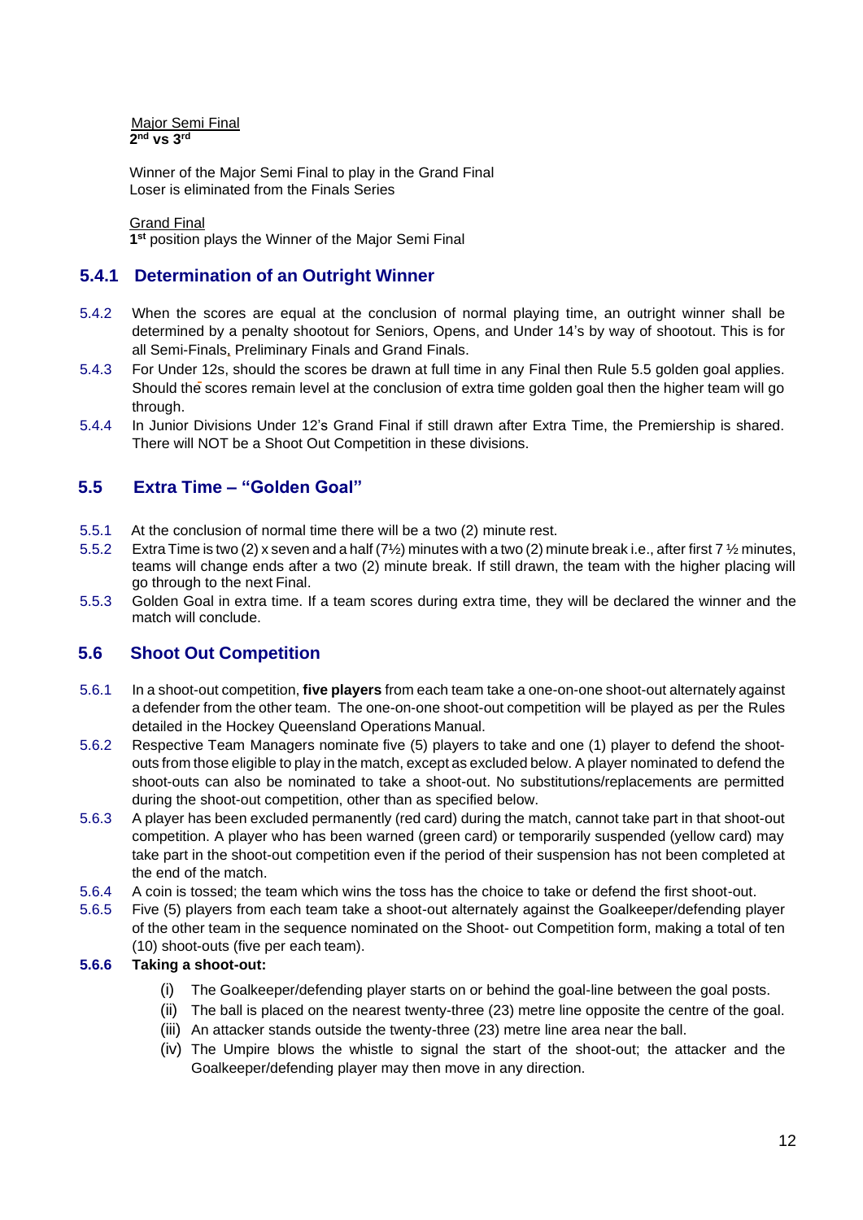Major Semi Final
**2nd vs 3rd**

Winner of the Major Semi Final to play in the Grand Final
Loser is eliminated from the Finals Series

Grand Final
**1st** position plays the Winner of the Major Semi Final

### 5.4.1 Determination of an Outright Winner

5.4.2 When the scores are equal at the conclusion of normal playing time, an outright winner shall be determined by a penalty shootout for Seniors, Opens, and Under 14's by way of shootout. This is for all Semi-Finals, Preliminary Finals and Grand Finals.

5.4.3 For Under 12s, should the scores be drawn at full time in any Final then Rule 5.5 golden goal applies. Should the scores remain level at the conclusion of extra time golden goal then the higher team will go through.

5.4.4 In Junior Divisions Under 12's Grand Final if still drawn after Extra Time, the Premiership is shared. There will NOT be a Shoot Out Competition in these divisions.

## 5.5 Extra Time – "Golden Goal"

5.5.1 At the conclusion of normal time there will be a two (2) minute rest.

5.5.2 Extra Time is two (2) x seven and a half (7½) minutes with a two (2) minute break i.e., after first 7 ½ minutes, teams will change ends after a two (2) minute break. If still drawn, the team with the higher placing will go through to the next Final.

5.5.3 Golden Goal in extra time. If a team scores during extra time, they will be declared the winner and the match will conclude.

## 5.6 Shoot Out Competition

5.6.1 In a shoot-out competition, **five players** from each team take a one-on-one shoot-out alternately against a defender from the other team. The one-on-one shoot-out competition will be played as per the Rules detailed in the Hockey Queensland Operations Manual.

5.6.2 Respective Team Managers nominate five (5) players to take and one (1) player to defend the shoot-outs from those eligible to play in the match, except as excluded below. A player nominated to defend the shoot-outs can also be nominated to take a shoot-out. No substitutions/replacements are permitted during the shoot-out competition, other than as specified below.

5.6.3 A player has been excluded permanently (red card) during the match, cannot take part in that shoot-out competition. A player who has been warned (green card) or temporarily suspended (yellow card) may take part in the shoot-out competition even if the period of their suspension has not been completed at the end of the match.

5.6.4 A coin is tossed; the team which wins the toss has the choice to take or defend the first shoot-out.

5.6.5 Five (5) players from each team take a shoot-out alternately against the Goalkeeper/defending player of the other team in the sequence nominated on the Shoot- out Competition form, making a total of ten (10) shoot-outs (five per each team).

**5.6.6 Taking a shoot-out:**

(i) The Goalkeeper/defending player starts on or behind the goal-line between the goal posts.

(ii) The ball is placed on the nearest twenty-three (23) metre line opposite the centre of the goal.

(iii) An attacker stands outside the twenty-three (23) metre line area near the ball.

(iv) The Umpire blows the whistle to signal the start of the shoot-out; the attacker and the Goalkeeper/defending player may then move in any direction.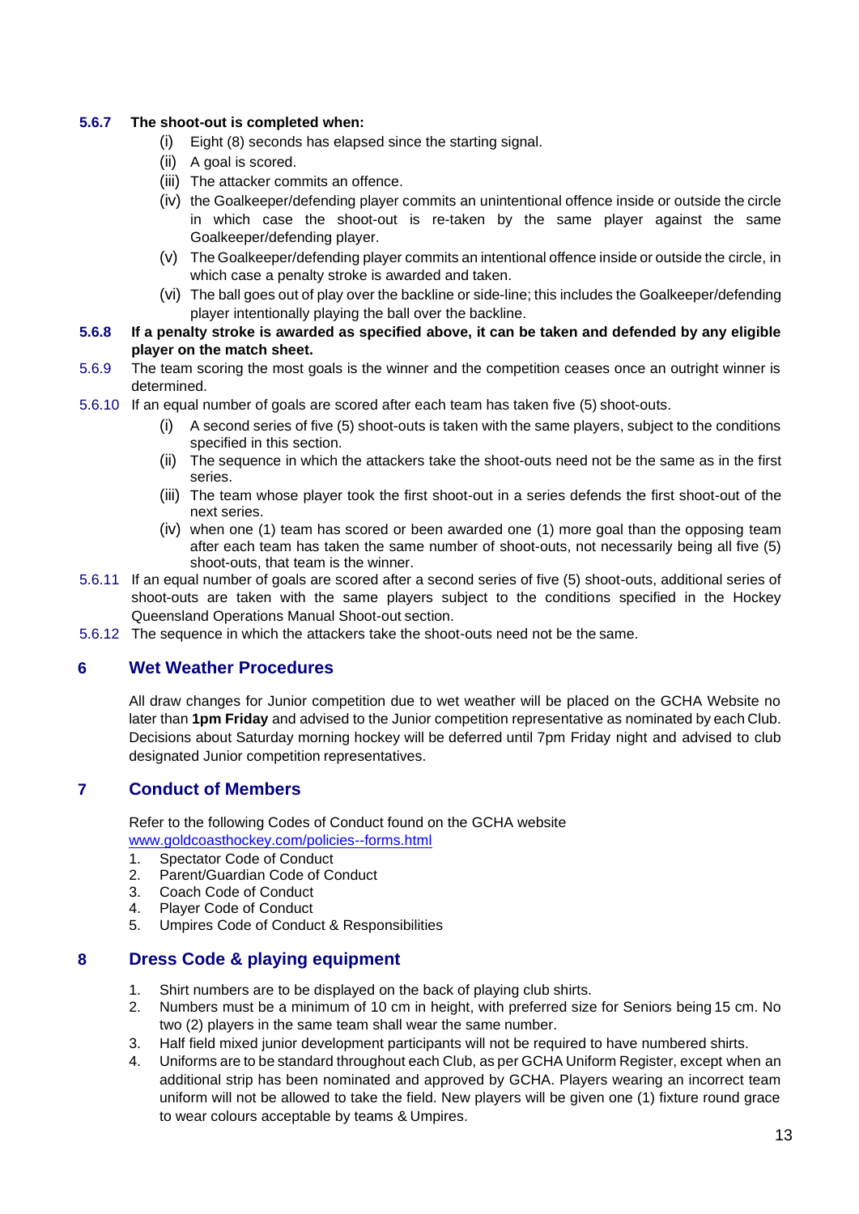**5.6.7 The shoot-out is completed when:**

(i) Eight (8) seconds has elapsed since the starting signal.
(ii) A goal is scored.
(iii) The attacker commits an offence.
(iv) the Goalkeeper/defending player commits an unintentional offence inside or outside the circle in which case the shoot-out is re-taken by the same player against the same Goalkeeper/defending player.
(v) The Goalkeeper/defending player commits an intentional offence inside or outside the circle, in which case a penalty stroke is awarded and taken.
(vi) The ball goes out of play over the backline or side-line; this includes the Goalkeeper/defending player intentionally playing the ball over the backline.

**5.6.8 If a penalty stroke is awarded as specified above, it can be taken and defended by any eligible player on the match sheet.**

5.6.9 The team scoring the most goals is the winner and the competition ceases once an outright winner is determined.

5.6.10 If an equal number of goals are scored after each team has taken five (5) shoot-outs.

(i) A second series of five (5) shoot-outs is taken with the same players, subject to the conditions specified in this section.
(ii) The sequence in which the attackers take the shoot-outs need not be the same as in the first series.
(iii) The team whose player took the first shoot-out in a series defends the first shoot-out of the next series.
(iv) when one (1) team has scored or been awarded one (1) more goal than the opposing team after each team has taken the same number of shoot-outs, not necessarily being all five (5) shoot-outs, that team is the winner.

5.6.11 If an equal number of goals are scored after a second series of five (5) shoot-outs, additional series of shoot-outs are taken with the same players subject to the conditions specified in the Hockey Queensland Operations Manual Shoot-out section.

5.6.12 The sequence in which the attackers take the shoot-outs need not be the same.

## 6 Wet Weather Procedures

All draw changes for Junior competition due to wet weather will be placed on the GCHA Website no later than **1pm Friday** and advised to the Junior competition representative as nominated by each Club. Decisions about Saturday morning hockey will be deferred until 7pm Friday night and advised to club designated Junior competition representatives.

## 7 Conduct of Members

Refer to the following Codes of Conduct found on the GCHA website
www.goldcoasthockey.com/policies--forms.html

1. Spectator Code of Conduct
2. Parent/Guardian Code of Conduct
3. Coach Code of Conduct
4. Player Code of Conduct
5. Umpires Code of Conduct & Responsibilities

## 8 Dress Code & playing equipment

1. Shirt numbers are to be displayed on the back of playing club shirts.
2. Numbers must be a minimum of 10 cm in height, with preferred size for Seniors being 15 cm. No two (2) players in the same team shall wear the same number.
3. Half field mixed junior development participants will not be required to have numbered shirts.
4. Uniforms are to be standard throughout each Club, as per GCHA Uniform Register, except when an additional strip has been nominated and approved by GCHA. Players wearing an incorrect team uniform will not be allowed to take the field. New players will be given one (1) fixture round grace to wear colours acceptable by teams & Umpires.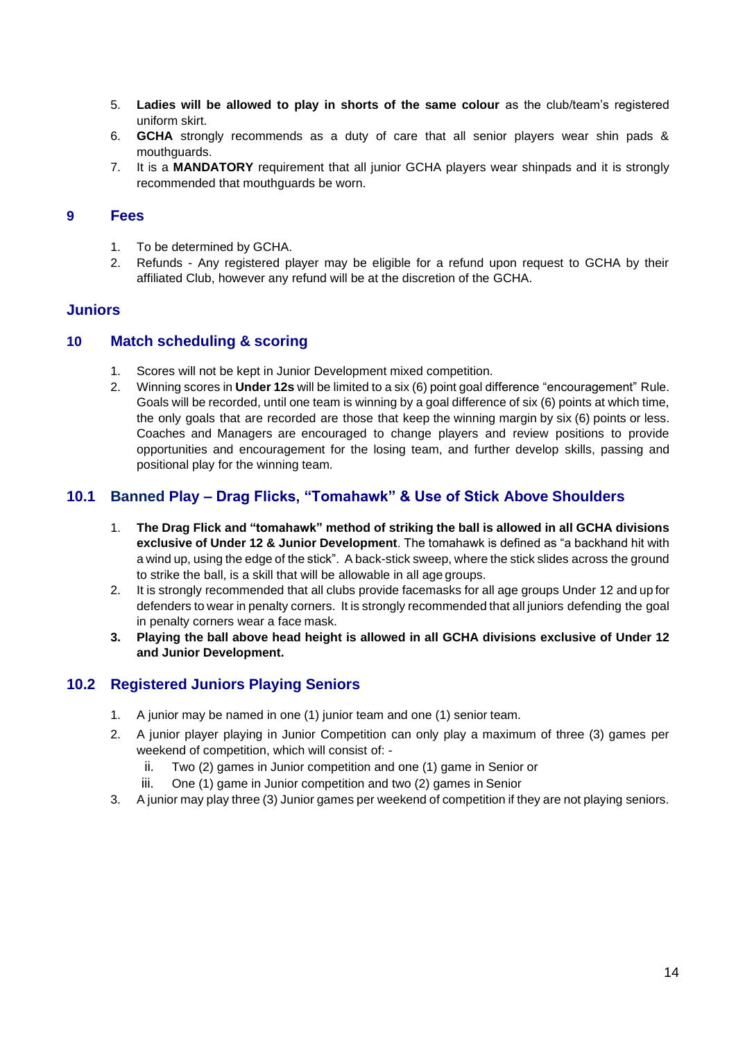5. **Ladies will be allowed to play in shorts of the same colour** as the club/team's registered uniform skirt.
6. **GCHA** strongly recommends as a duty of care that all senior players wear shin pads & mouthguards.
7. It is a **MANDATORY** requirement that all junior GCHA players wear shinpads and it is strongly recommended that mouthguards be worn.

## 9 Fees

1. To be determined by GCHA.
2. Refunds - Any registered player may be eligible for a refund upon request to GCHA by their affiliated Club, however any refund will be at the discretion of the GCHA.

# Juniors

## 10 Match scheduling & scoring

1. Scores will not be kept in Junior Development mixed competition.
2. Winning scores in **Under 12s** will be limited to a six (6) point goal difference "encouragement" Rule. Goals will be recorded, until one team is winning by a goal difference of six (6) points at which time, the only goals that are recorded are those that keep the winning margin by six (6) points or less. Coaches and Managers are encouraged to change players and review positions to provide opportunities and encouragement for the losing team, and further develop skills, passing and positional play for the winning team.

## 10.1 Banned Play – Drag Flicks, "Tomahawk" & Use of Stick Above Shoulders

1. **The Drag Flick and "tomahawk" method of striking the ball is allowed in all GCHA divisions exclusive of Under 12 & Junior Development**. The tomahawk is defined as "a backhand hit with a wind up, using the edge of the stick". A back-stick sweep, where the stick slides across the ground to strike the ball, is a skill that will be allowable in all age groups.
2. It is strongly recommended that all clubs provide facemasks for all age groups Under 12 and up for defenders to wear in penalty corners. It is strongly recommended that all juniors defending the goal in penalty corners wear a face mask.
3. **Playing the ball above head height is allowed in all GCHA divisions exclusive of Under 12 and Junior Development.**

## 10.2 Registered Juniors Playing Seniors

1. A junior may be named in one (1) junior team and one (1) senior team.
2. A junior player playing in Junior Competition can only play a maximum of three (3) games per weekend of competition, which will consist of: -
   - ii. Two (2) games in Junior competition and one (1) game in Senior or
   - iii. One (1) game in Junior competition and two (2) games in Senior
3. A junior may play three (3) Junior games per weekend of competition if they are not playing seniors.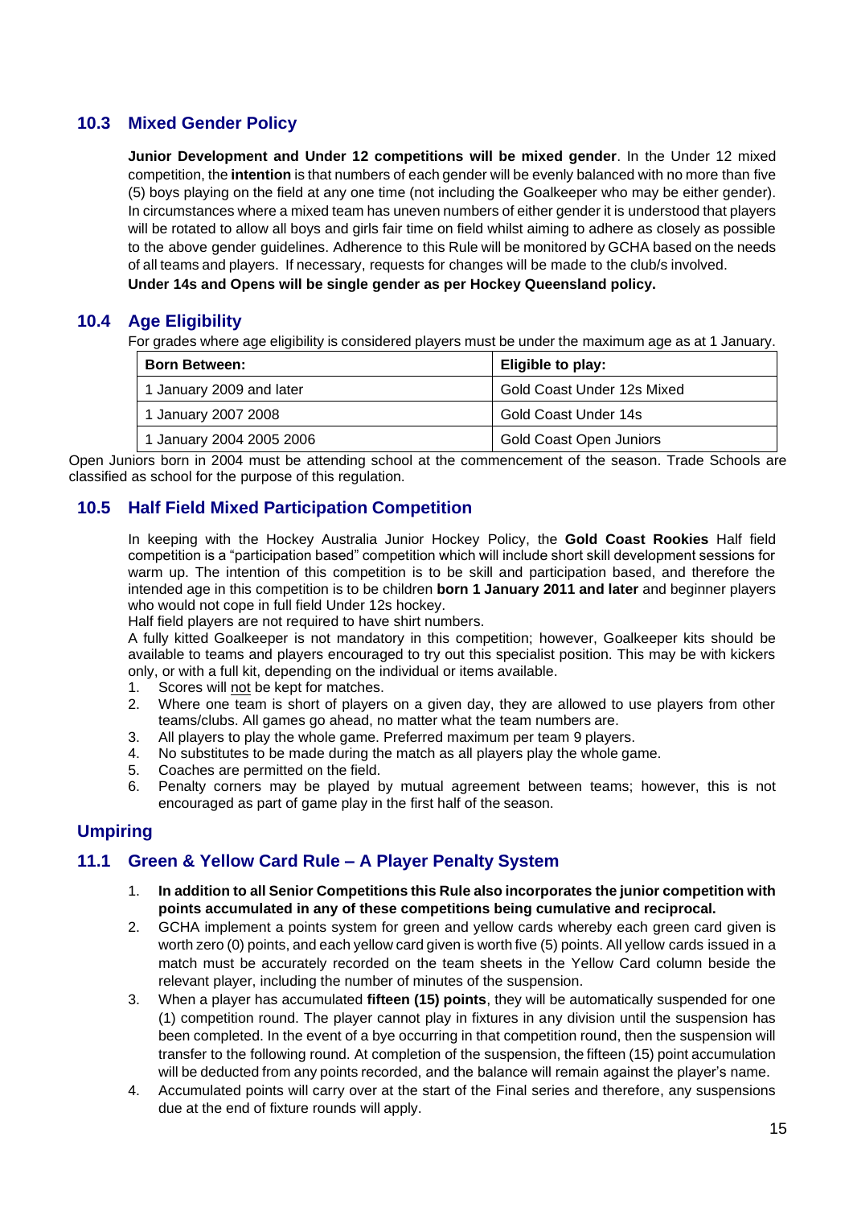## 10.3 Mixed Gender Policy

**Junior Development and Under 12 competitions will be mixed gender**. In the Under 12 mixed competition, the **intention** is that numbers of each gender will be evenly balanced with no more than five (5) boys playing on the field at any one time (not including the Goalkeeper who may be either gender). In circumstances where a mixed team has uneven numbers of either gender it is understood that players will be rotated to allow all boys and girls fair time on field whilst aiming to adhere as closely as possible to the above gender guidelines. Adherence to this Rule will be monitored by GCHA based on the needs of all teams and players. If necessary, requests for changes will be made to the club/s involved.
**Under 14s and Opens will be single gender as per Hockey Queensland policy.**

## 10.4 Age Eligibility

For grades where age eligibility is considered players must be under the maximum age as at 1 January.

| Born Between: | Eligible to play: |
|---|---|
| 1 January 2009 and later | Gold Coast Under 12s Mixed |
| 1 January 2007 2008 | Gold Coast Under 14s |
| 1 January 2004 2005 2006 | Gold Coast Open Juniors |

Open Juniors born in 2004 must be attending school at the commencement of the season. Trade Schools are classified as school for the purpose of this regulation.

## 10.5 Half Field Mixed Participation Competition

In keeping with the Hockey Australia Junior Hockey Policy, the **Gold Coast Rookies** Half field competition is a "participation based" competition which will include short skill development sessions for warm up. The intention of this competition is to be skill and participation based, and therefore the intended age in this competition is to be children **born 1 January 2011 and later** and beginner players who would not cope in full field Under 12s hockey.
Half field players are not required to have shirt numbers.
A fully kitted Goalkeeper is not mandatory in this competition; however, Goalkeeper kits should be available to teams and players encouraged to try out this specialist position. This may be with kickers only, or with a full kit, depending on the individual or items available.

1. Scores will not be kept for matches.
2. Where one team is short of players on a given day, they are allowed to use players from other teams/clubs. All games go ahead, no matter what the team numbers are.
3. All players to play the whole game. Preferred maximum per team 9 players.
4. No substitutes to be made during the match as all players play the whole game.
5. Coaches are permitted on the field.
6. Penalty corners may be played by mutual agreement between teams; however, this is not encouraged as part of game play in the first half of the season.

# Umpiring

## 11.1 Green & Yellow Card Rule – A Player Penalty System

1. **In addition to all Senior Competitions this Rule also incorporates the junior competition with points accumulated in any of these competitions being cumulative and reciprocal.**
2. GCHA implement a points system for green and yellow cards whereby each green card given is worth zero (0) points, and each yellow card given is worth five (5) points. All yellow cards issued in a match must be accurately recorded on the team sheets in the Yellow Card column beside the relevant player, including the number of minutes of the suspension.
3. When a player has accumulated **fifteen (15) points**, they will be automatically suspended for one (1) competition round. The player cannot play in fixtures in any division until the suspension has been completed. In the event of a bye occurring in that competition round, then the suspension will transfer to the following round. At completion of the suspension, the fifteen (15) point accumulation will be deducted from any points recorded, and the balance will remain against the player's name.
4. Accumulated points will carry over at the start of the Final series and therefore, any suspensions due at the end of fixture rounds will apply.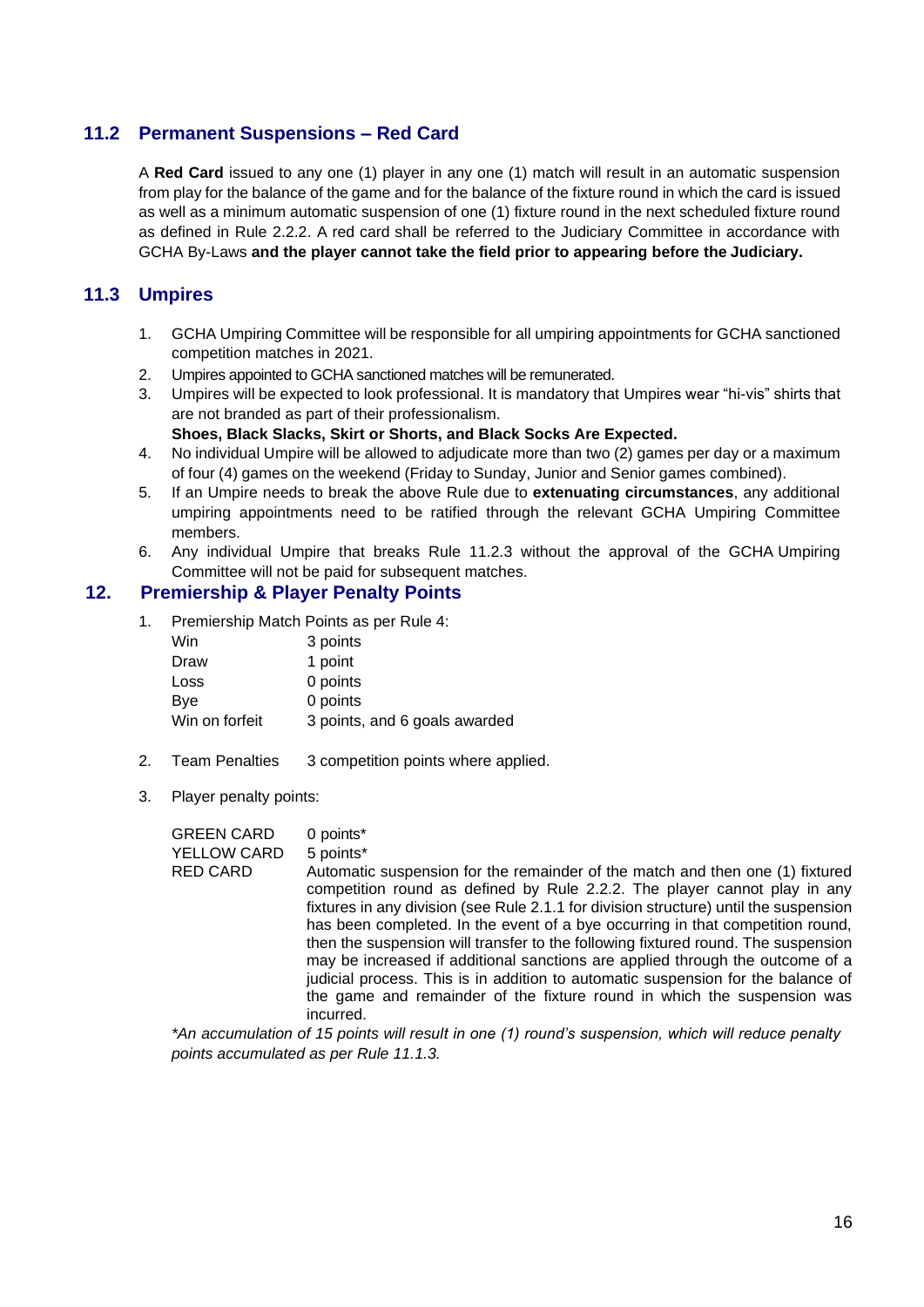## 11.2 Permanent Suspensions – Red Card

A **Red Card** issued to any one (1) player in any one (1) match will result in an automatic suspension from play for the balance of the game and for the balance of the fixture round in which the card is issued as well as a minimum automatic suspension of one (1) fixture round in the next scheduled fixture round as defined in Rule 2.2.2. A red card shall be referred to the Judiciary Committee in accordance with GCHA By-Laws **and the player cannot take the field prior to appearing before the Judiciary.**

## 11.3 Umpires

1. GCHA Umpiring Committee will be responsible for all umpiring appointments for GCHA sanctioned competition matches in 2021.
2. Umpires appointed to GCHA sanctioned matches will be remunerated.
3. Umpires will be expected to look professional. It is mandatory that Umpires wear "hi-vis" shirts that are not branded as part of their professionalism.
   **Shoes, Black Slacks, Skirt or Shorts, and Black Socks Are Expected.**
4. No individual Umpire will be allowed to adjudicate more than two (2) games per day or a maximum of four (4) games on the weekend (Friday to Sunday, Junior and Senior games combined).
5. If an Umpire needs to break the above Rule due to **extenuating circumstances**, any additional umpiring appointments need to be ratified through the relevant GCHA Umpiring Committee members.
6. Any individual Umpire that breaks Rule 11.2.3 without the approval of the GCHA Umpiring Committee will not be paid for subsequent matches.

# 12. Premiership & Player Penalty Points

1. Premiership Match Points as per Rule 4:

| | |
|---|---|
| Win | 3 points |
| Draw | 1 point |
| Loss | 0 points |
| Bye | 0 points |
| Win on forfeit | 3 points, and 6 goals awarded |

2. Team Penalties 3 competition points where applied.

3. Player penalty points:

| | |
|---|---|
| GREEN CARD | 0 points* |
| YELLOW CARD | 5 points* |
| RED CARD | Automatic suspension for the remainder of the match and then one (1) fixtured competition round as defined by Rule 2.2.2. The player cannot play in any fixtures in any division (see Rule 2.1.1 for division structure) until the suspension has been completed. In the event of a bye occurring in that competition round, then the suspension will transfer to the following fixtured round. The suspension may be increased if additional sanctions are applied through the outcome of a judicial process. This is in addition to automatic suspension for the balance of the game and remainder of the fixture round in which the suspension was incurred. |

*\*An accumulation of 15 points will result in one (1) round's suspension, which will reduce penalty points accumulated as per Rule 11.1.3.*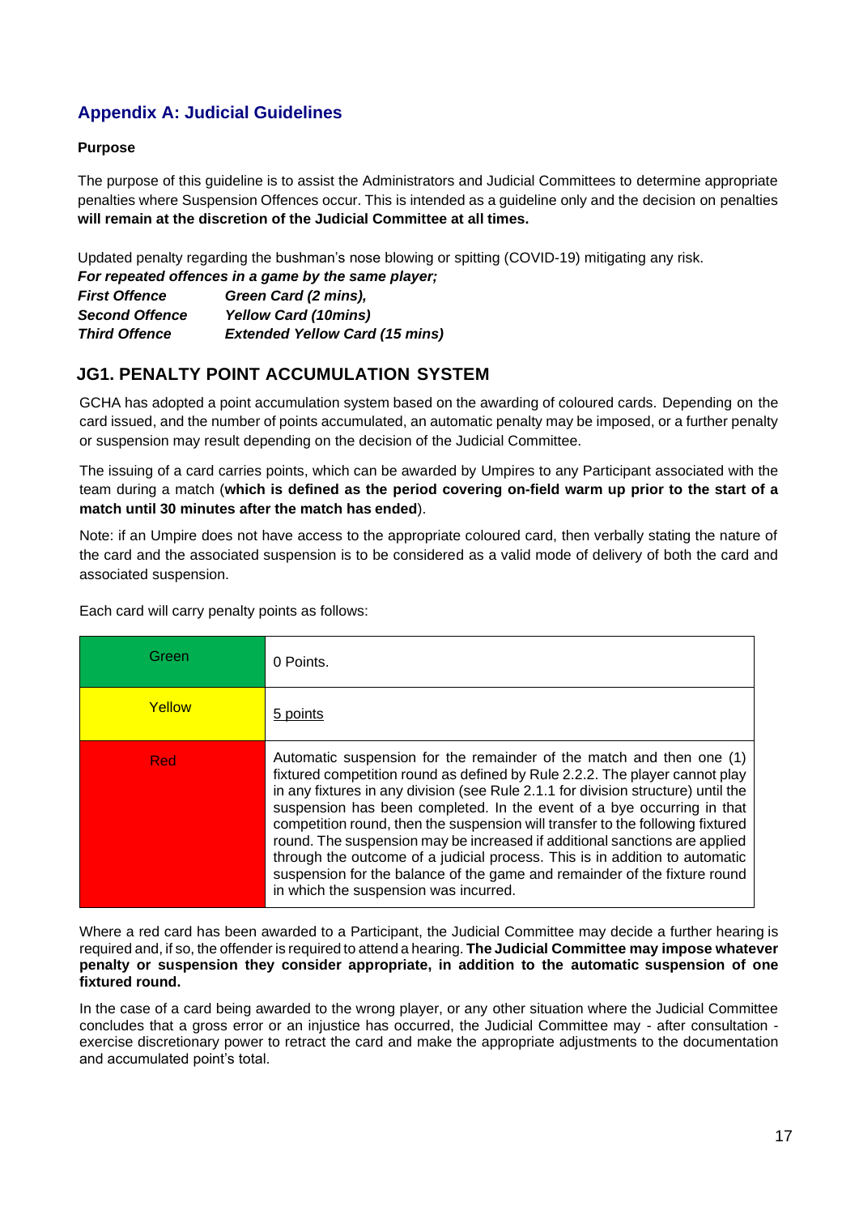## Appendix A: Judicial Guidelines

**Purpose**

The purpose of this guideline is to assist the Administrators and Judicial Committees to determine appropriate penalties where Suspension Offences occur. This is intended as a guideline only and the decision on penalties **will remain at the discretion of the Judicial Committee at all times.**

Updated penalty regarding the bushman's nose blowing or spitting (COVID-19) mitigating any risk.

***For repeated offences in a game by the same player;***

| | |
|---|---|
| ***First Offence*** | ***Green Card (2 mins),*** |
| ***Second Offence*** | ***Yellow Card (10mins)*** |
| ***Third Offence*** | ***Extended Yellow Card (15 mins)*** |

## JG1. PENALTY POINT ACCUMULATION SYSTEM

GCHA has adopted a point accumulation system based on the awarding of coloured cards. Depending on the card issued, and the number of points accumulated, an automatic penalty may be imposed, or a further penalty or suspension may result depending on the decision of the Judicial Committee.

The issuing of a card carries points, which can be awarded by Umpires to any Participant associated with the team during a match (**which is defined as the period covering on-field warm up prior to the start of a match until 30 minutes after the match has ended**).

Note: if an Umpire does not have access to the appropriate coloured card, then verbally stating the nature of the card and the associated suspension is to be considered as a valid mode of delivery of both the card and associated suspension.

Each card will carry penalty points as follows:

| Card | Points |
|---|---|
| Green | 0 Points. |
| Yellow | 5 points |
| Red | Automatic suspension for the remainder of the match and then one (1) fixtured competition round as defined by Rule 2.2.2. The player cannot play in any fixtures in any division (see Rule 2.1.1 for division structure) until the suspension has been completed. In the event of a bye occurring in that competition round, then the suspension will transfer to the following fixtured round. The suspension may be increased if additional sanctions are applied through the outcome of a judicial process. This is in addition to automatic suspension for the balance of the game and remainder of the fixture round in which the suspension was incurred. |

Where a red card has been awarded to a Participant, the Judicial Committee may decide a further hearing is required and, if so, the offender is required to attend a hearing. **The Judicial Committee may impose whatever penalty or suspension they consider appropriate, in addition to the automatic suspension of one fixtured round.**

In the case of a card being awarded to the wrong player, or any other situation where the Judicial Committee concludes that a gross error or an injustice has occurred, the Judicial Committee may - after consultation - exercise discretionary power to retract the card and make the appropriate adjustments to the documentation and accumulated point's total.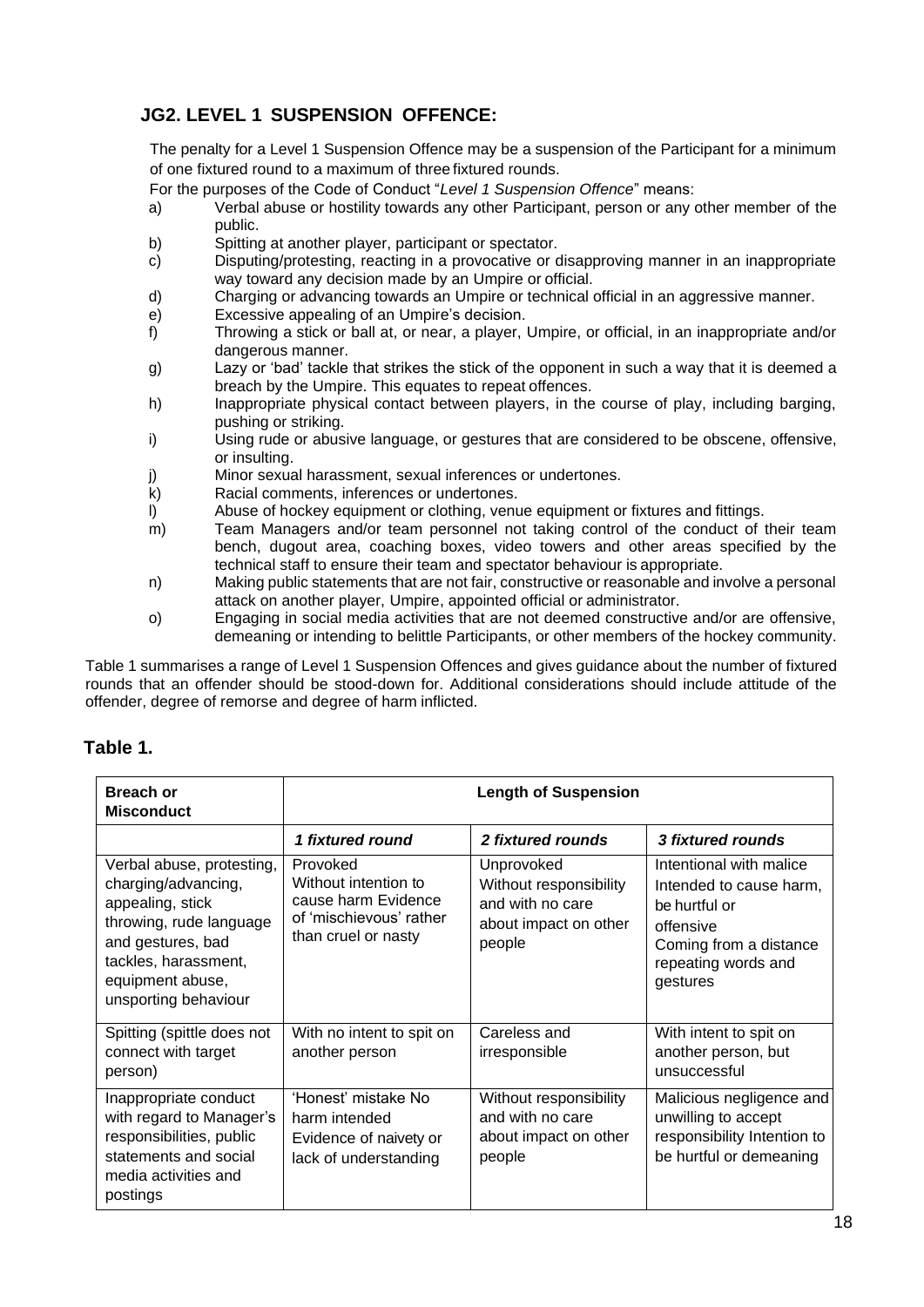## JG2. LEVEL 1 SUSPENSION OFFENCE:

The penalty for a Level 1 Suspension Offence may be a suspension of the Participant for a minimum of one fixtured round to a maximum of three fixtured rounds.

For the purposes of the Code of Conduct "*Level 1 Suspension Offence*" means:

- a) Verbal abuse or hostility towards any other Participant, person or any other member of the public.
- b) Spitting at another player, participant or spectator.
- c) Disputing/protesting, reacting in a provocative or disapproving manner in an inappropriate way toward any decision made by an Umpire or official.
- d) Charging or advancing towards an Umpire or technical official in an aggressive manner.
- e) Excessive appealing of an Umpire's decision.
- f) Throwing a stick or ball at, or near, a player, Umpire, or official, in an inappropriate and/or dangerous manner.
- g) Lazy or 'bad' tackle that strikes the stick of the opponent in such a way that it is deemed a breach by the Umpire. This equates to repeat offences.
- h) Inappropriate physical contact between players, in the course of play, including barging, pushing or striking.
- i) Using rude or abusive language, or gestures that are considered to be obscene, offensive, or insulting.
- j) Minor sexual harassment, sexual inferences or undertones.
- k) Racial comments, inferences or undertones.
- l) Abuse of hockey equipment or clothing, venue equipment or fixtures and fittings.
- m) Team Managers and/or team personnel not taking control of the conduct of their team bench, dugout area, coaching boxes, video towers and other areas specified by the technical staff to ensure their team and spectator behaviour is appropriate.
- n) Making public statements that are not fair, constructive or reasonable and involve a personal attack on another player, Umpire, appointed official or administrator.
- o) Engaging in social media activities that are not deemed constructive and/or are offensive, demeaning or intending to belittle Participants, or other members of the hockey community.

Table 1 summarises a range of Level 1 Suspension Offences and gives guidance about the number of fixtured rounds that an offender should be stood-down for. Additional considerations should include attitude of the offender, degree of remorse and degree of harm inflicted.

### Table 1.

| **Breach or Misconduct** | **Length of Suspension** | | |
|---|---|---|---|
| | ***1 fixtured round*** | ***2 fixtured rounds*** | ***3 fixtured rounds*** |
| Verbal abuse, protesting, charging/advancing, appealing, stick throwing, rude language and gestures, bad tackles, harassment, equipment abuse, unsporting behaviour | Provoked Without intention to cause harm Evidence of 'mischievous' rather than cruel or nasty | Unprovoked Without responsibility and with no care about impact on other people | Intentional with malice Intended to cause harm, be hurtful or offensive Coming from a distance repeating words and gestures |
| Spitting (spittle does not connect with target person) | With no intent to spit on another person | Careless and irresponsible | With intent to spit on another person, but unsuccessful |
| Inappropriate conduct with regard to Manager's responsibilities, public statements and social media activities and postings | 'Honest' mistake No harm intended Evidence of naivety or lack of understanding | Without responsibility and with no care about impact on other people | Malicious negligence and unwilling to accept responsibility Intention to be hurtful or demeaning |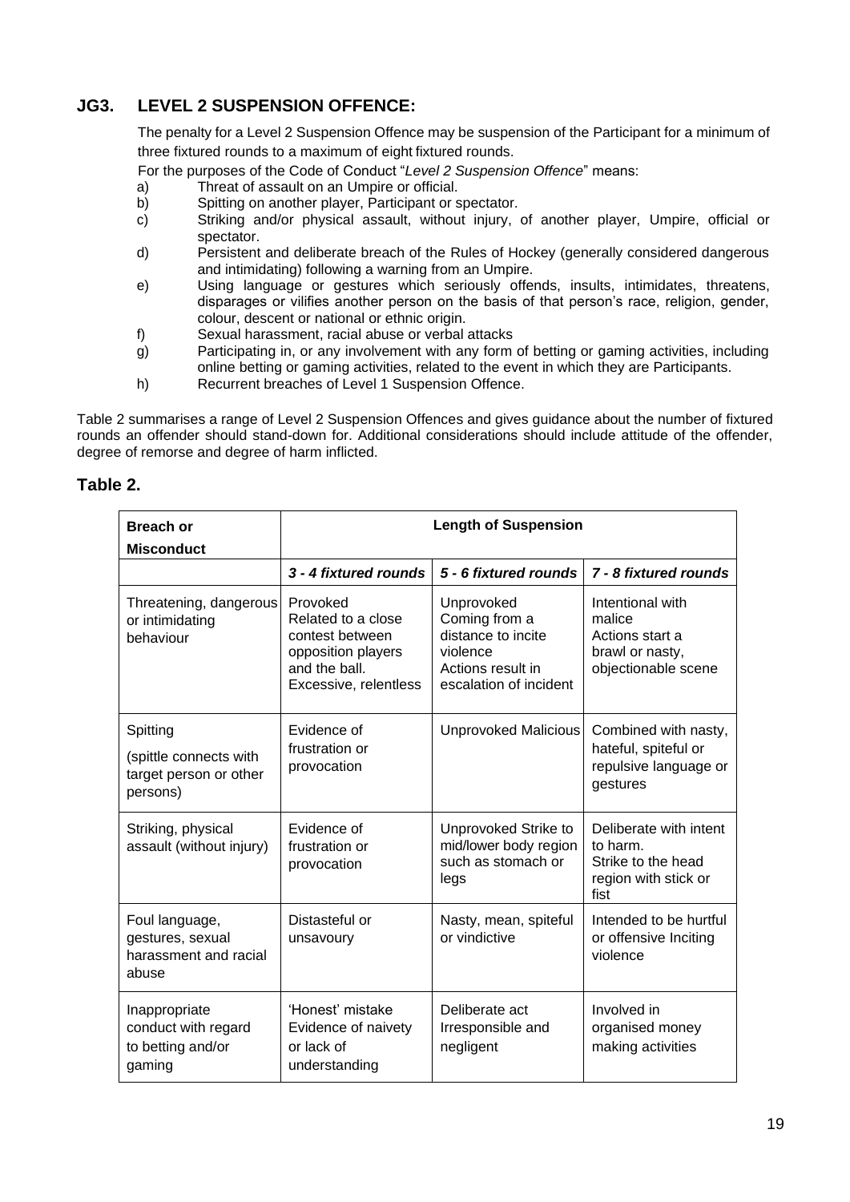## JG3. LEVEL 2 SUSPENSION OFFENCE:

The penalty for a Level 2 Suspension Offence may be suspension of the Participant for a minimum of three fixtured rounds to a maximum of eight fixtured rounds.

For the purposes of the Code of Conduct "*Level 2 Suspension Offence*" means:

a) Threat of assault on an Umpire or official.
b) Spitting on another player, Participant or spectator.
c) Striking and/or physical assault, without injury, of another player, Umpire, official or spectator.
d) Persistent and deliberate breach of the Rules of Hockey (generally considered dangerous and intimidating) following a warning from an Umpire.
e) Using language or gestures which seriously offends, insults, intimidates, threatens, disparages or vilifies another person on the basis of that person's race, religion, gender, colour, descent or national or ethnic origin.
f) Sexual harassment, racial abuse or verbal attacks
g) Participating in, or any involvement with any form of betting or gaming activities, including online betting or gaming activities, related to the event in which they are Participants.
h) Recurrent breaches of Level 1 Suspension Offence.

Table 2 summarises a range of Level 2 Suspension Offences and gives guidance about the number of fixtured rounds an offender should stand-down for. Additional considerations should include attitude of the offender, degree of remorse and degree of harm inflicted.

## Table 2.

| **Breach or Misconduct** | **Length of Suspension** | | |
|---|---|---|---|
| | ***3 - 4 fixtured rounds*** | ***5 - 6 fixtured rounds*** | ***7 - 8 fixtured rounds*** |
| Threatening, dangerous or intimidating behaviour | Provoked Related to a close contest between opposition players and the ball. Excessive, relentless | Unprovoked Coming from a distance to incite violence Actions result in escalation of incident | Intentional with malice Actions start a brawl or nasty, objectionable scene |
| Spitting (spittle connects with target person or other persons) | Evidence of frustration or provocation | Unprovoked Malicious | Combined with nasty, hateful, spiteful or repulsive language or gestures |
| Striking, physical assault (without injury) | Evidence of frustration or provocation | Unprovoked Strike to mid/lower body region such as stomach or legs | Deliberate with intent to harm. Strike to the head region with stick or fist |
| Foul language, gestures, sexual harassment and racial abuse | Distasteful or unsavoury | Nasty, mean, spiteful or vindictive | Intended to be hurtful or offensive Inciting violence |
| Inappropriate conduct with regard to betting and/or gaming | 'Honest' mistake Evidence of naivety or lack of understanding | Deliberate act Irresponsible and negligent | Involved in organised money making activities |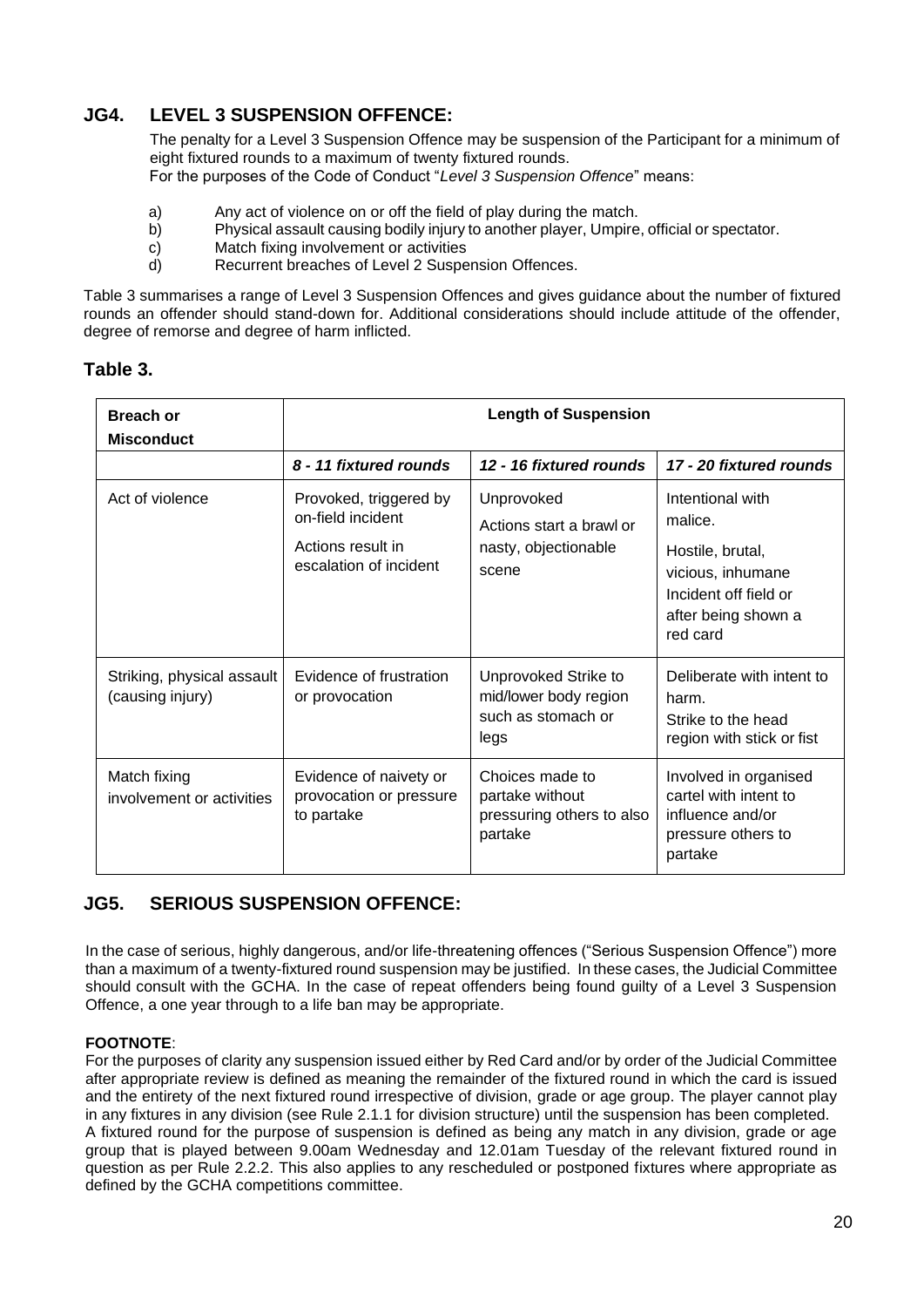## JG4. LEVEL 3 SUSPENSION OFFENCE:

The penalty for a Level 3 Suspension Offence may be suspension of the Participant for a minimum of eight fixtured rounds to a maximum of twenty fixtured rounds.
For the purposes of the Code of Conduct "*Level 3 Suspension Offence*" means:

a) Any act of violence on or off the field of play during the match.
b) Physical assault causing bodily injury to another player, Umpire, official or spectator.
c) Match fixing involvement or activities
d) Recurrent breaches of Level 2 Suspension Offences.

Table 3 summarises a range of Level 3 Suspension Offences and gives guidance about the number of fixtured rounds an offender should stand-down for. Additional considerations should include attitude of the offender, degree of remorse and degree of harm inflicted.

### Table 3.

| **Breach or Misconduct** | **Length of Suspension** | | |
|---|---|---|---|
| | ***8 - 11 fixtured rounds*** | ***12 - 16 fixtured rounds*** | ***17 - 20 fixtured rounds*** |
| Act of violence | Provoked, triggered by on-field incident<br>Actions result in escalation of incident | Unprovoked<br>Actions start a brawl or nasty, objectionable scene | Intentional with malice.<br>Hostile, brutal, vicious, inhumane Incident off field or after being shown a red card |
| Striking, physical assault (causing injury) | Evidence of frustration or provocation | Unprovoked Strike to mid/lower body region such as stomach or legs | Deliberate with intent to harm.<br>Strike to the head region with stick or fist |
| Match fixing involvement or activities | Evidence of naivety or provocation or pressure to partake | Choices made to partake without pressuring others to also partake | Involved in organised cartel with intent to influence and/or pressure others to partake |

## JG5. SERIOUS SUSPENSION OFFENCE:

In the case of serious, highly dangerous, and/or life-threatening offences ("Serious Suspension Offence") more than a maximum of a twenty-fixtured round suspension may be justified. In these cases, the Judicial Committee should consult with the GCHA. In the case of repeat offenders being found guilty of a Level 3 Suspension Offence, a one year through to a life ban may be appropriate.

**FOOTNOTE**:
For the purposes of clarity any suspension issued either by Red Card and/or by order of the Judicial Committee after appropriate review is defined as meaning the remainder of the fixtured round in which the card is issued and the entirety of the next fixtured round irrespective of division, grade or age group. The player cannot play in any fixtures in any division (see Rule 2.1.1 for division structure) until the suspension has been completed.
A fixtured round for the purpose of suspension is defined as being any match in any division, grade or age group that is played between 9.00am Wednesday and 12.01am Tuesday of the relevant fixtured round in question as per Rule 2.2.2. This also applies to any rescheduled or postponed fixtures where appropriate as defined by the GCHA competitions committee.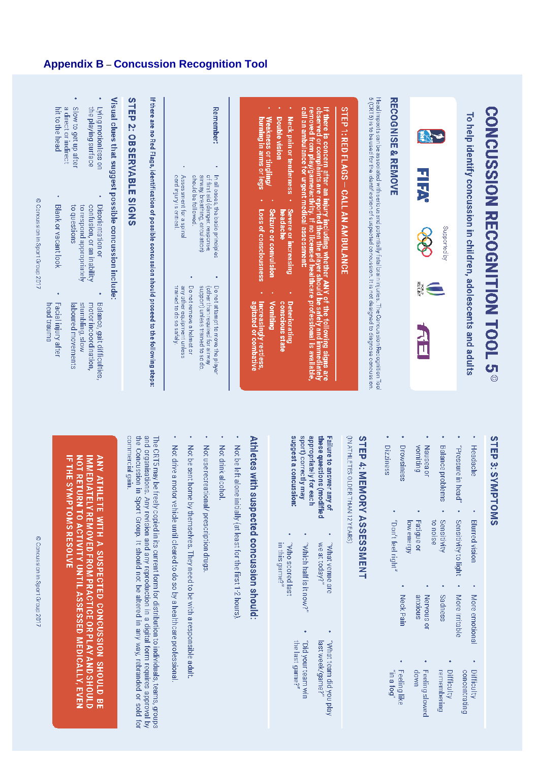## Appendix B – Concussion Recognition Tool

# CONCUSSION RECOGNITION TOOL 5©

## To help identify concussion in children, adolescents and adults

Supported by

### RECOGNISE & REMOVE

Head impacts can be associated with serious and potentially fatal brain injuries. The Concussion Recognition Tool 5 (CRT5) is to be used for the identification of suspected concussion. It is not designed to diagnose concussion.

### STEP 1: RED FLAGS – CALL AN AMBULANCE

**If there is concern after an injury including whether ANY of the following signs are observed or complaints are reported then the player should be safely and immediately removed from play/game/activity. If no licensed healthcare professional is available, call an ambulance for urgent medical assessment:**

- **Neck pain or tenderness**
- **Double vision**
- **Weakness or tingling/burning in arms or legs**
- **Severe or increasing headache**
- **Seizure or convulsion**
- **Loss of consciousness**
- **Deteriorating conscious state**
- **Vomiting**
- **Increasingly restless, agitated or combative**

**Remember:**

- In all cases, the basic principles of first aid (danger, response, airway, breathing, circulation) should be followed.
- Assessment for a spinal cord injury is critical.
- Do not attempt to move the player (other than required for airway support) unless trained to so do.
- Do not remove a helmet or any other equipment unless trained to do so safely.

**If there are no Red Flags, identification of possible concussion should proceed to the following steps:**

### STEP 2: OBSERVABLE SIGNS

**Visual clues that suggest possible concussion include:**

- Lying motionless on the playing surface
- Slow to get up after a direct or indirect hit to the head
- Disorientation or confusion, or an inability to respond appropriately to questions
- Blank or vacant look
- Balance, gait difficulties, motor incoordination, stumbling, slow laboured movements
- Facial injury after head trauma

© Concussion in Sport Group 2017

### STEP 3: SYMPTOMS

- Headache
- "Pressure in head"
- Balance problems
- Nausea or vomiting
- Drowsiness
- Dizziness
- Blurred vision
- Sensitivity to light
- Sensitivity to noise
- Fatigue or low energy
- "Don't feel right"
- More emotional
- More irritable
- Sadness
- Nervous or anxious
- Neck Pain
- Difficulty concentrating
- Difficulty remembering
- Feeling slowed down
- Feeling like "in a fog"

### STEP 4: MEMORY ASSESSMENT

(IN ATHLETES OLDER THAN 12 YEARS)

**Failure to answer any of these questions (modified appropriately for each sport) correctly may suggest a concussion:**

- "What venue are we at today?"
- "Which half is it now?"
- "Who scored last in this game?"
- "What team did you play last week/game?"
- "Did your team win the last game?"

### Athletes with suspected concussion should:

- Not be left alone initially (at least for the first 1-2 hours).
- Not drink alcohol.
- Not use recreational/ prescription drugs.
- Not be sent home by themselves. They need to be with a responsible adult.
- Not drive a motor vehicle until cleared to do so by a healthcare professional.

The CRT5 may be freely copied in its current form for distribution to individuals, teams, groups and organisations. Any revision and any reproduction in a digital form requires approval by the Concussion in Sport Group. It should not be altered in any way, rebranded or sold for commercial gain.

**ANY ATHLETE WITH A SUSPECTED CONCUSSION SHOULD BE IMMEDIATELY REMOVED FROM PRACTICE OR PLAY AND SHOULD NOT RETURN TO ACTIVITY UNTIL ASSESSED MEDICALLY, EVEN IF THE SYMPTOMS RESOLVE**

© Concussion in Sport Group 2017